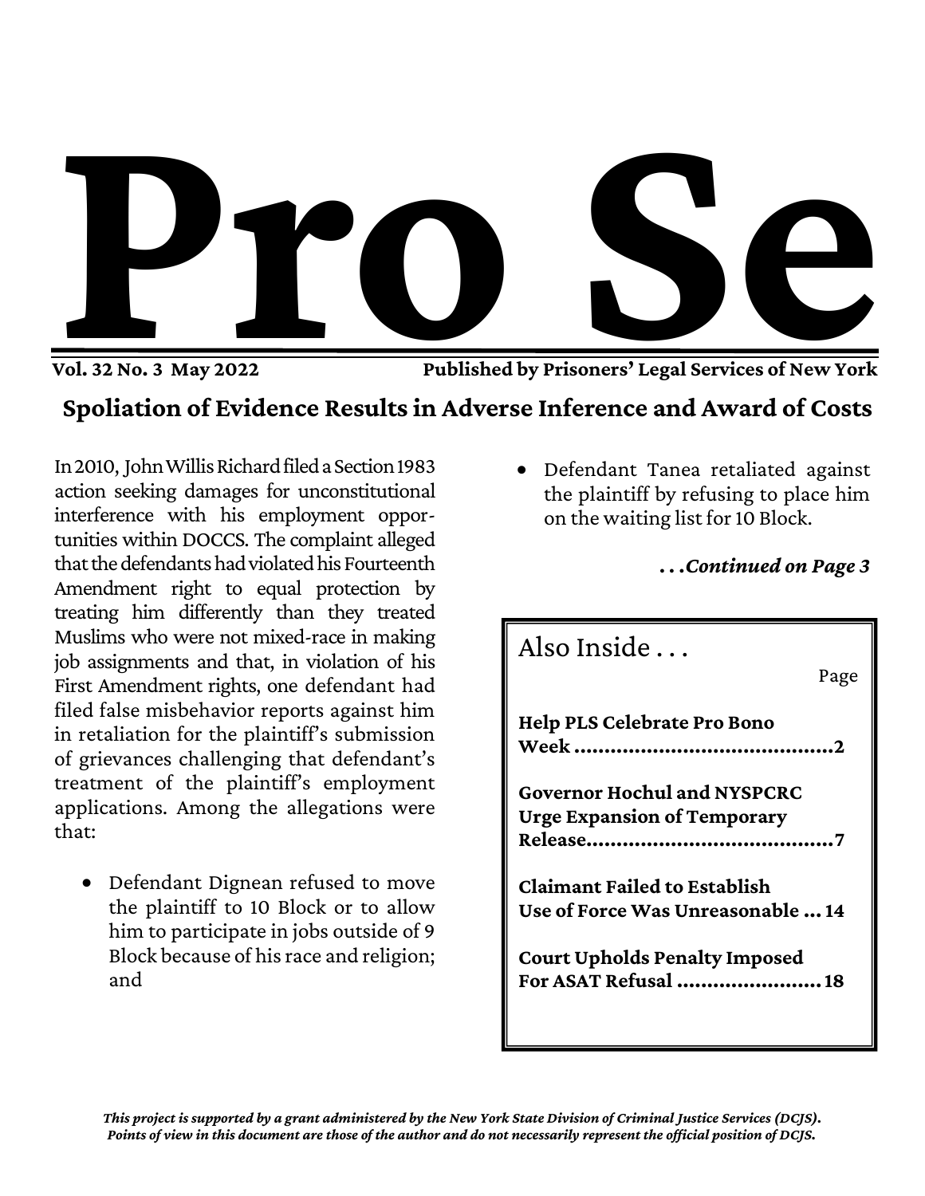# Pro Se

**Vol. 32 No. 3 May 2022** **Published by Prisoners' Legal Services of New York**

## Spoliation of Evidence Results in Adverse Inference and Award of Costs

In 2010, John Willis Richard filed a Section 1983 action seeking damages for unconstitutional interference with his employment opportunities within DOCCS. The complaint alleged that the defendants had violated his Fourteenth Amendment right to equal protection by treating him differently than they treated Muslims who were not mixed-race in making job assignments and that, in violation of his First Amendment rights, one defendant had filed false misbehavior reports against him in retaliation for the plaintiff's submission of grievances challenging that defendant's treatment of the plaintiff's employment applications. Among the allegations were that:

- Defendant Dignean refused to move the plaintiff to 10 Block or to allow him to participate in jobs outside of 9 Block because of his race and religion; and
- Defendant Tanea retaliated against the plaintiff by refusing to place him on the waiting list for 10 Block.

***. . .Continued on Page 3***

| Also Inside . . . | Page |
|---|---|
| **Help PLS Celebrate Pro Bono Week** | **2** |
| **Governor Hochul and NYSPCRC Urge Expansion of Temporary Release** | **7** |
| **Claimant Failed to Establish Use of Force Was Unreasonable** | **14** |
| **Court Upholds Penalty Imposed For ASAT Refusal** | **18** |

***This project is supported by a grant administered by the New York State Division of Criminal Justice Services (DCJS). Points of view in this document are those of the author and do not necessarily represent the official position of DCJS.***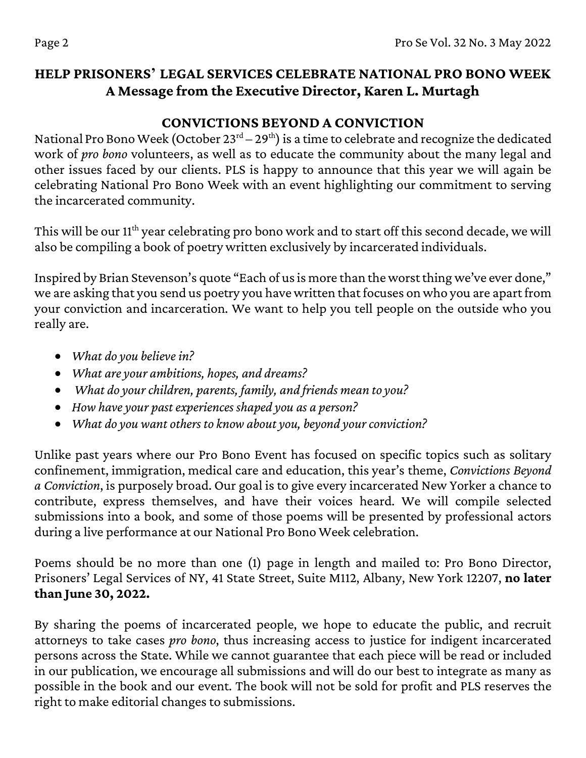## HELP PRISONERS' LEGAL SERVICES CELEBRATE NATIONAL PRO BONO WEEK
### A Message from the Executive Director, Karen L. Murtagh

### CONVICTIONS BEYOND A CONVICTION

National Pro Bono Week (October 23rd – 29th) is a time to celebrate and recognize the dedicated work of *pro bono* volunteers, as well as to educate the community about the many legal and other issues faced by our clients. PLS is happy to announce that this year we will again be celebrating National Pro Bono Week with an event highlighting our commitment to serving the incarcerated community.

This will be our 11th year celebrating pro bono work and to start off this second decade, we will also be compiling a book of poetry written exclusively by incarcerated individuals.

Inspired by Brian Stevenson's quote "Each of us is more than the worst thing we've ever done," we are asking that you send us poetry you have written that focuses on who you are apart from your conviction and incarceration. We want to help you tell people on the outside who you really are.

- *What do you believe in?*
- *What are your ambitions, hopes, and dreams?*
- *What do your children, parents, family, and friends mean to you?*
- *How have your past experiences shaped you as a person?*
- *What do you want others to know about you, beyond your conviction?*

Unlike past years where our Pro Bono Event has focused on specific topics such as solitary confinement, immigration, medical care and education, this year's theme, *Convictions Beyond a Conviction*, is purposely broad. Our goal is to give every incarcerated New Yorker a chance to contribute, express themselves, and have their voices heard. We will compile selected submissions into a book, and some of those poems will be presented by professional actors during a live performance at our National Pro Bono Week celebration.

Poems should be no more than one (1) page in length and mailed to: Pro Bono Director, Prisoners' Legal Services of NY, 41 State Street, Suite M112, Albany, New York 12207, **no later than June 30, 2022.**

By sharing the poems of incarcerated people, we hope to educate the public, and recruit attorneys to take cases *pro bono*, thus increasing access to justice for indigent incarcerated persons across the State. While we cannot guarantee that each piece will be read or included in our publication, we encourage all submissions and will do our best to integrate as many as possible in the book and our event. The book will not be sold for profit and PLS reserves the right to make editorial changes to submissions.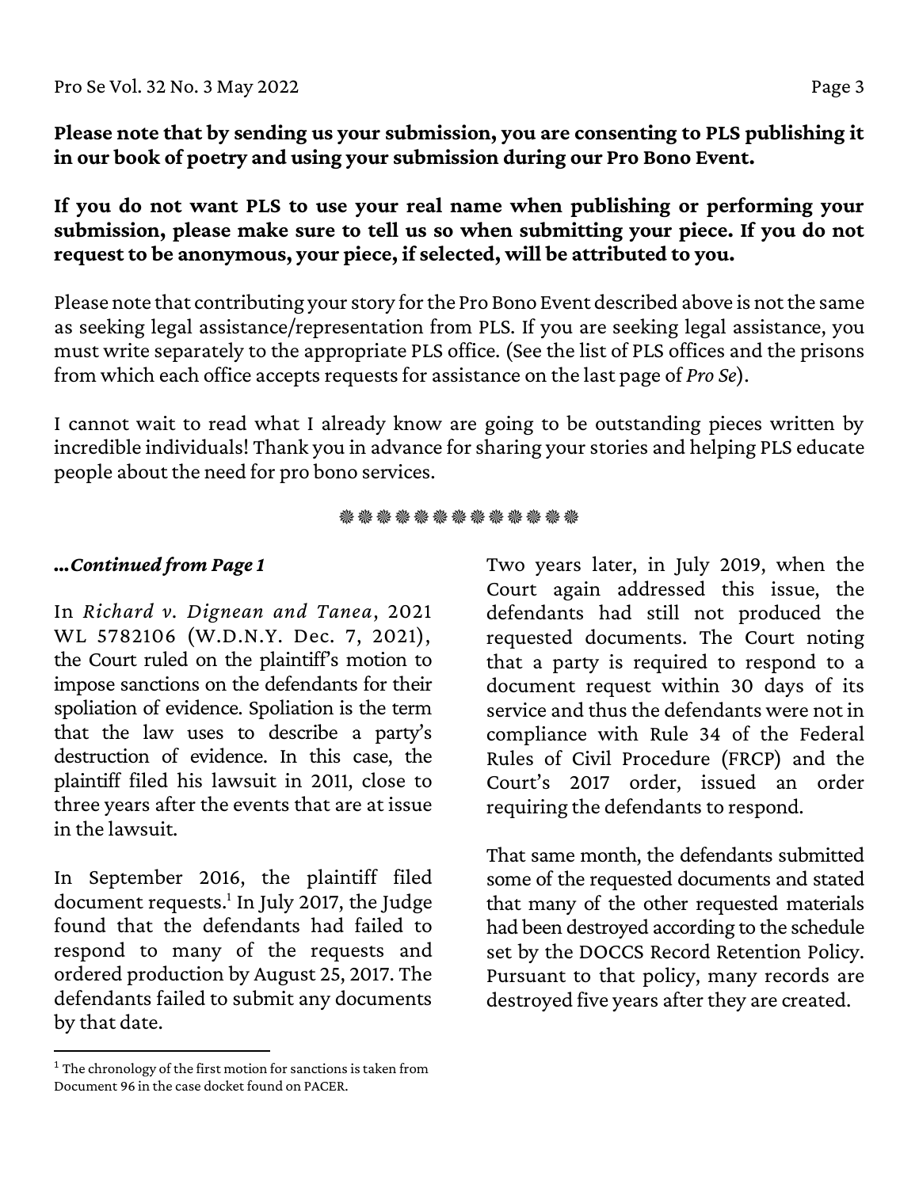**Please note that by sending us your submission, you are consenting to PLS publishing it in our book of poetry and using your submission during our Pro Bono Event.**

**If you do not want PLS to use your real name when publishing or performing your submission, please make sure to tell us so when submitting your piece. If you do not request to be anonymous, your piece, if selected, will be attributed to you.**

Please note that contributing your story for the Pro Bono Event described above is not the same as seeking legal assistance/representation from PLS. If you are seeking legal assistance, you must write separately to the appropriate PLS office. (See the list of PLS offices and the prisons from which each office accepts requests for assistance on the last page of *Pro Se*).

I cannot wait to read what I already know are going to be outstanding pieces written by incredible individuals! Thank you in advance for sharing your stories and helping PLS educate people about the need for pro bono services.

❋❋❋❋❋❋❋❋❋❋❋❋❋

***…Continued from Page 1***

In *Richard v. Dignean and Tanea*, 2021 WL 5782106 (W.D.N.Y. Dec. 7, 2021), the Court ruled on the plaintiff's motion to impose sanctions on the defendants for their spoliation of evidence. Spoliation is the term that the law uses to describe a party's destruction of evidence. In this case, the plaintiff filed his lawsuit in 2011, close to three years after the events that are at issue in the lawsuit.

In September 2016, the plaintiff filed document requests.[1] In July 2017, the Judge found that the defendants had failed to respond to many of the requests and ordered production by August 25, 2017. The defendants failed to submit any documents by that date.

Two years later, in July 2019, when the Court again addressed this issue, the defendants had still not produced the requested documents. The Court noting that a party is required to respond to a document request within 30 days of its service and thus the defendants were not in compliance with Rule 34 of the Federal Rules of Civil Procedure (FRCP) and the Court's 2017 order, issued an order requiring the defendants to respond.

That same month, the defendants submitted some of the requested documents and stated that many of the other requested materials had been destroyed according to the schedule set by the DOCCS Record Retention Policy. Pursuant to that policy, many records are destroyed five years after they are created.

[1] The chronology of the first motion for sanctions is taken from Document 96 in the case docket found on PACER.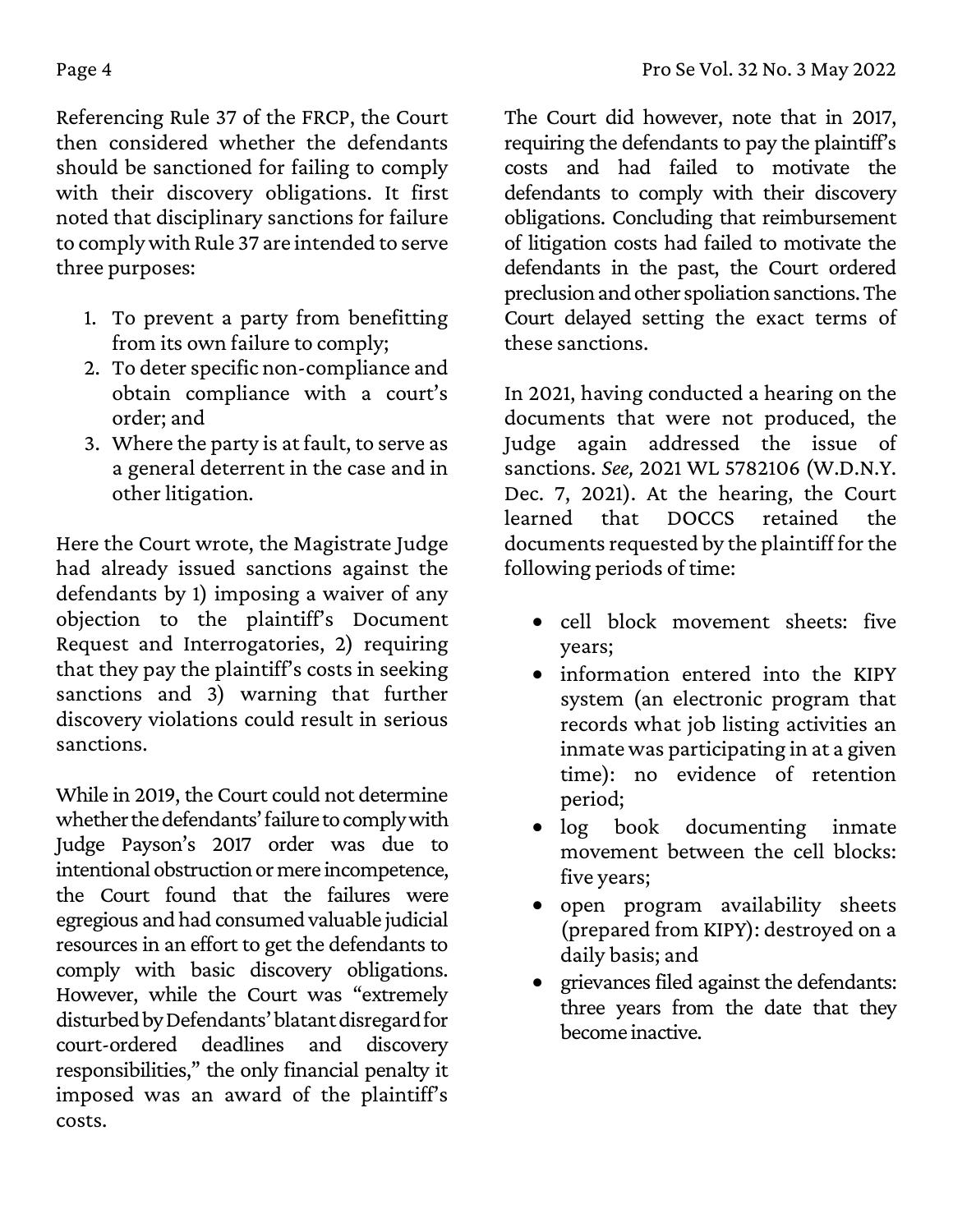Referencing Rule 37 of the FRCP, the Court then considered whether the defendants should be sanctioned for failing to comply with their discovery obligations. It first noted that disciplinary sanctions for failure to comply with Rule 37 are intended to serve three purposes:

1. To prevent a party from benefitting from its own failure to comply;
2. To deter specific non-compliance and obtain compliance with a court's order; and
3. Where the party is at fault, to serve as a general deterrent in the case and in other litigation.

Here the Court wrote, the Magistrate Judge had already issued sanctions against the defendants by 1) imposing a waiver of any objection to the plaintiff's Document Request and Interrogatories, 2) requiring that they pay the plaintiff's costs in seeking sanctions and 3) warning that further discovery violations could result in serious sanctions.

While in 2019, the Court could not determine whether the defendants' failure to comply with Judge Payson's 2017 order was due to intentional obstruction or mere incompetence, the Court found that the failures were egregious and had consumed valuable judicial resources in an effort to get the defendants to comply with basic discovery obligations. However, while the Court was "extremely disturbed by Defendants' blatant disregard for court-ordered deadlines and discovery responsibilities," the only financial penalty it imposed was an award of the plaintiff's costs.

The Court did however, note that in 2017, requiring the defendants to pay the plaintiff's costs and had failed to motivate the defendants to comply with their discovery obligations. Concluding that reimbursement of litigation costs had failed to motivate the defendants in the past, the Court ordered preclusion and other spoliation sanctions. The Court delayed setting the exact terms of these sanctions.

In 2021, having conducted a hearing on the documents that were not produced, the Judge again addressed the issue of sanctions. *See,* 2021 WL 5782106 (W.D.N.Y. Dec. 7, 2021). At the hearing, the Court learned that DOCCS retained the documents requested by the plaintiff for the following periods of time:

- cell block movement sheets: five years;
- information entered into the KIPY system (an electronic program that records what job listing activities an inmate was participating in at a given time): no evidence of retention period;
- log book documenting inmate movement between the cell blocks: five years;
- open program availability sheets (prepared from KIPY): destroyed on a daily basis; and
- grievances filed against the defendants: three years from the date that they become inactive.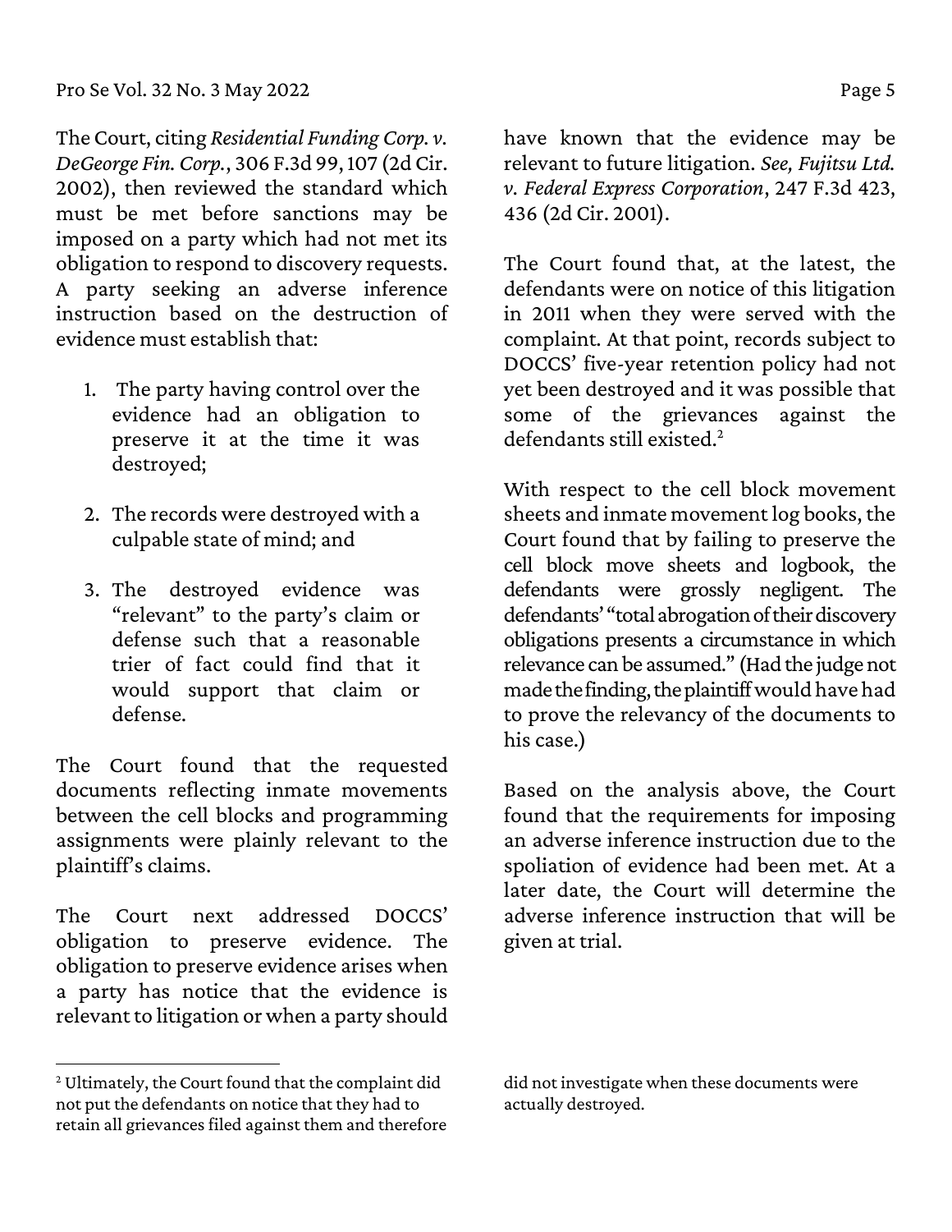The Court, citing *Residential Funding Corp. v. DeGeorge Fin. Corp.*, 306 F.3d 99, 107 (2d Cir. 2002), then reviewed the standard which must be met before sanctions may be imposed on a party which had not met its obligation to respond to discovery requests. A party seeking an adverse inference instruction based on the destruction of evidence must establish that:

1. The party having control over the evidence had an obligation to preserve it at the time it was destroyed;
2. The records were destroyed with a culpable state of mind; and
3. The destroyed evidence was "relevant" to the party's claim or defense such that a reasonable trier of fact could find that it would support that claim or defense.

The Court found that the requested documents reflecting inmate movements between the cell blocks and programming assignments were plainly relevant to the plaintiff's claims.

The Court next addressed DOCCS' obligation to preserve evidence. The obligation to preserve evidence arises when a party has notice that the evidence is relevant to litigation or when a party should have known that the evidence may be relevant to future litigation. *See, Fujitsu Ltd. v. Federal Express Corporation*, 247 F.3d 423, 436 (2d Cir. 2001).

The Court found that, at the latest, the defendants were on notice of this litigation in 2011 when they were served with the complaint. At that point, records subject to DOCCS' five-year retention policy had not yet been destroyed and it was possible that some of the grievances against the defendants still existed.[2]

With respect to the cell block movement sheets and inmate movement log books, the Court found that by failing to preserve the cell block move sheets and logbook, the defendants were grossly negligent. The defendants' "total abrogation of their discovery obligations presents a circumstance in which relevance can be assumed." (Had the judge not made the finding, the plaintiff would have had to prove the relevancy of the documents to his case.)

Based on the analysis above, the Court found that the requirements for imposing an adverse inference instruction due to the spoliation of evidence had been met. At a later date, the Court will determine the adverse inference instruction that will be given at trial.

---

[2] Ultimately, the Court found that the complaint did not put the defendants on notice that they had to retain all grievances filed against them and therefore did not investigate when these documents were actually destroyed.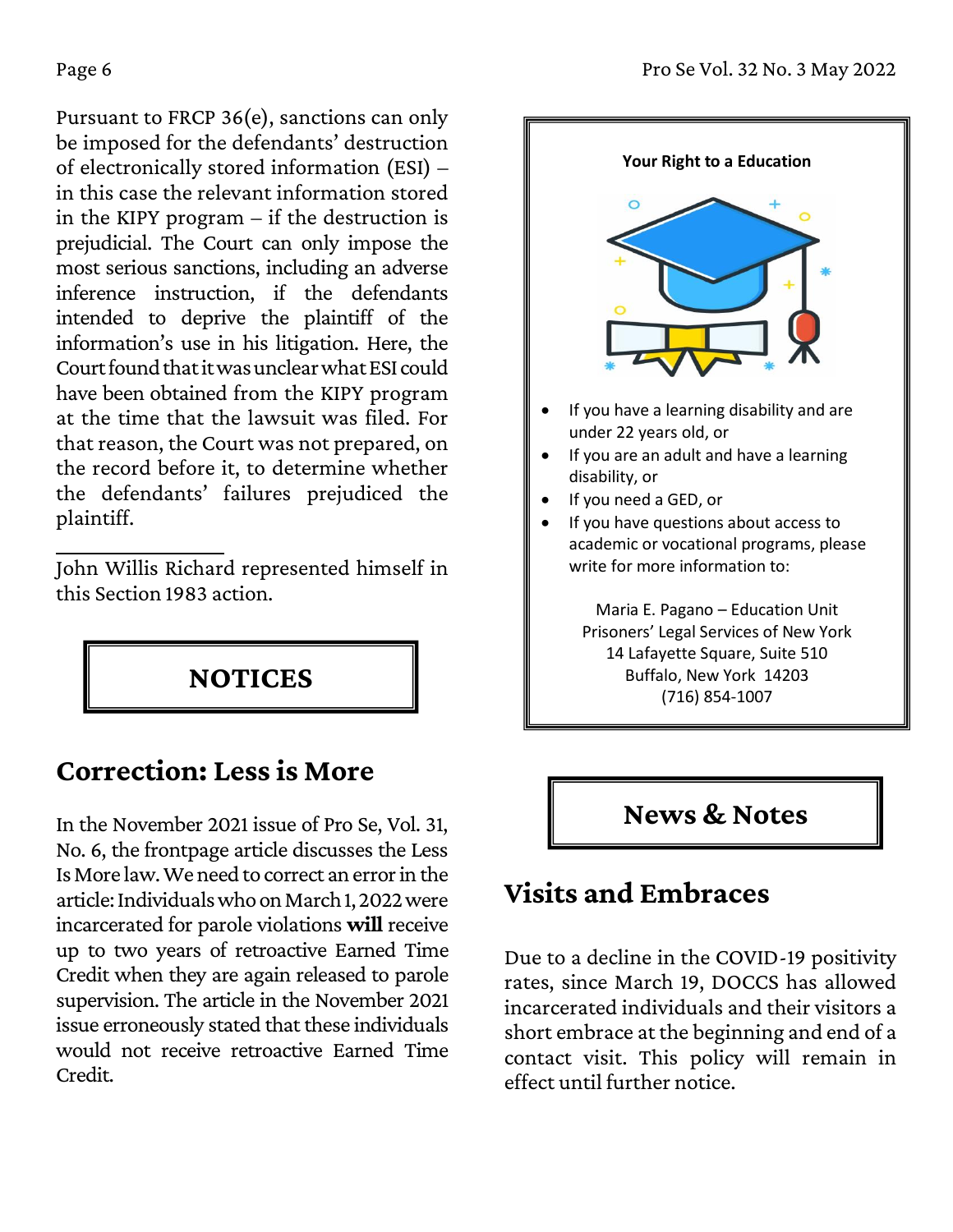Pursuant to FRCP 36(e), sanctions can only be imposed for the defendants' destruction of electronically stored information (ESI) – in this case the relevant information stored in the KIPY program – if the destruction is prejudicial. The Court can only impose the most serious sanctions, including an adverse inference instruction, if the defendants intended to deprive the plaintiff of the information's use in his litigation. Here, the Court found that it was unclear what ESI could have been obtained from the KIPY program at the time that the lawsuit was filed. For that reason, the Court was not prepared, on the record before it, to determine whether the defendants' failures prejudiced the plaintiff.

---

John Willis Richard represented himself in this Section 1983 action.

# NOTICES

## Correction: Less is More

In the November 2021 issue of Pro Se, Vol. 31, No. 6, the frontpage article discusses the Less Is More law. We need to correct an error in the article: Individuals who on March 1, 2022 were incarcerated for parole violations **will** receive up to two years of retroactive Earned Time Credit when they are again released to parole supervision. The article in the November 2021 issue erroneously stated that these individuals would not receive retroactive Earned Time Credit.

**Your Right to a Education**

- If you have a learning disability and are under 22 years old, or
- If you are an adult and have a learning disability, or
- If you need a GED, or
- If you have questions about access to academic or vocational programs, please write for more information to:

Maria E. Pagano – Education Unit
Prisoners' Legal Services of New York
14 Lafayette Square, Suite 510
Buffalo, New York 14203
(716) 854-1007

# News & Notes

## Visits and Embraces

Due to a decline in the COVID-19 positivity rates, since March 19, DOCCS has allowed incarcerated individuals and their visitors a short embrace at the beginning and end of a contact visit. This policy will remain in effect until further notice.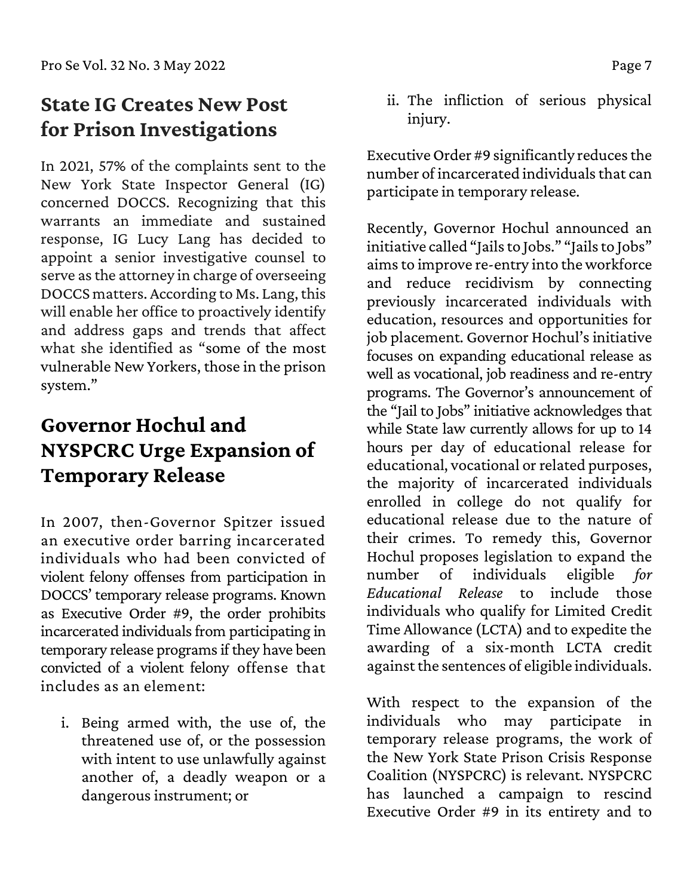## State IG Creates New Post for Prison Investigations

In 2021, 57% of the complaints sent to the New York State Inspector General (IG) concerned DOCCS. Recognizing that this warrants an immediate and sustained response, IG Lucy Lang has decided to appoint a senior investigative counsel to serve as the attorney in charge of overseeing DOCCS matters. According to Ms. Lang, this will enable her office to proactively identify and address gaps and trends that affect what she identified as "some of the most vulnerable New Yorkers, those in the prison system."

## Governor Hochul and NYSPCRC Urge Expansion of Temporary Release

In 2007, then-Governor Spitzer issued an executive order barring incarcerated individuals who had been convicted of violent felony offenses from participation in DOCCS' temporary release programs. Known as Executive Order #9, the order prohibits incarcerated individuals from participating in temporary release programs if they have been convicted of a violent felony offense that includes as an element:

i. Being armed with, the use of, the threatened use of, or the possession with intent to use unlawfully against another of, a deadly weapon or a dangerous instrument; or

ii. The infliction of serious physical injury.

Executive Order #9 significantly reduces the number of incarcerated individuals that can participate in temporary release.

Recently, Governor Hochul announced an initiative called "Jails to Jobs." "Jails to Jobs" aims to improve re-entry into the workforce and reduce recidivism by connecting previously incarcerated individuals with education, resources and opportunities for job placement. Governor Hochul's initiative focuses on expanding educational release as well as vocational, job readiness and re-entry programs. The Governor's announcement of the "Jail to Jobs" initiative acknowledges that while State law currently allows for up to 14 hours per day of educational release for educational, vocational or related purposes, the majority of incarcerated individuals enrolled in college do not qualify for educational release due to the nature of their crimes. To remedy this, Governor Hochul proposes legislation to expand the number of individuals eligible *for Educational Release* to include those individuals who qualify for Limited Credit Time Allowance (LCTA) and to expedite the awarding of a six-month LCTA credit against the sentences of eligible individuals.

With respect to the expansion of the individuals who may participate in temporary release programs, the work of the New York State Prison Crisis Response Coalition (NYSPCRC) is relevant. NYSPCRC has launched a campaign to rescind Executive Order #9 in its entirety and to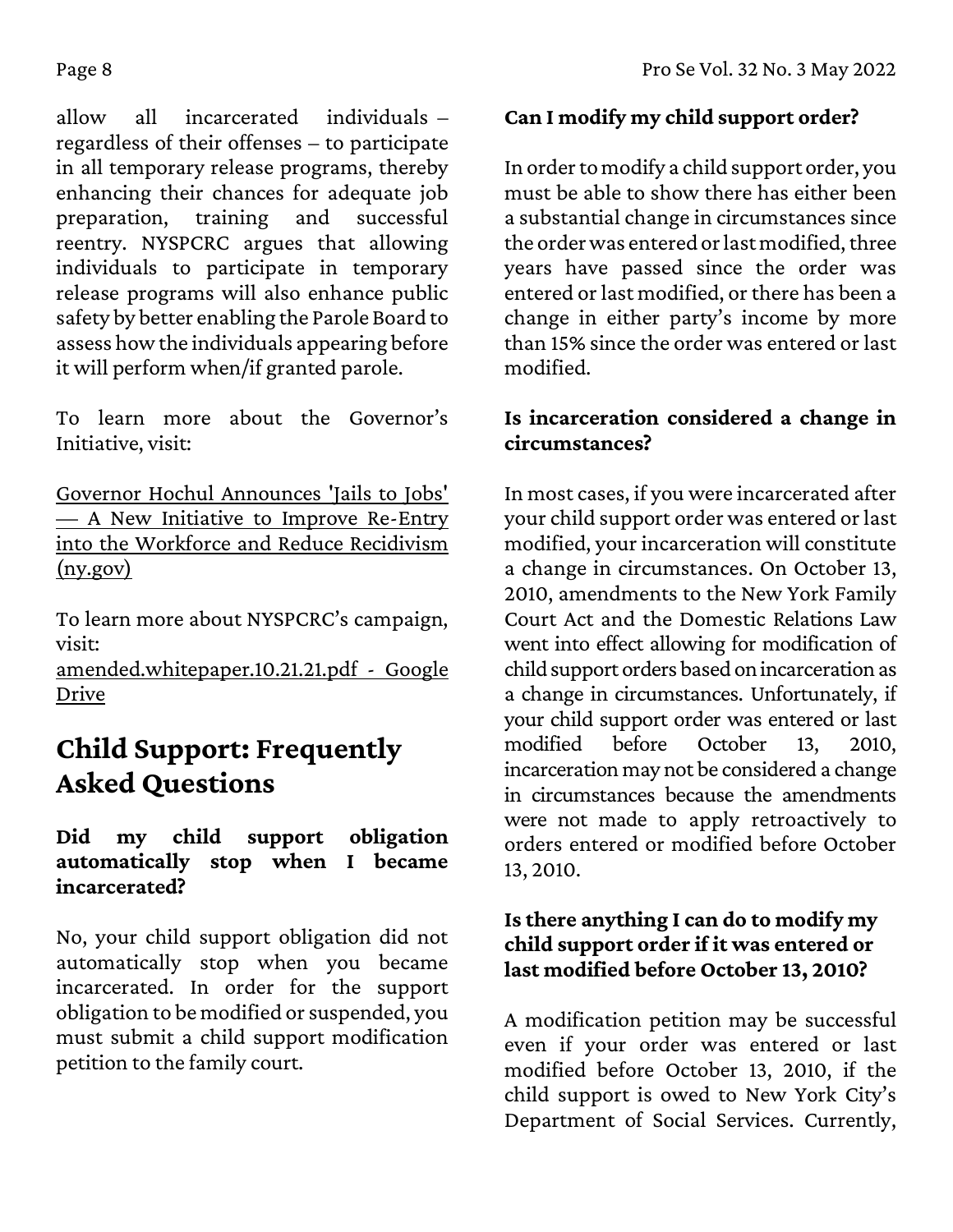allow all incarcerated individuals – regardless of their offenses – to participate in all temporary release programs, thereby enhancing their chances for adequate job preparation, training and successful reentry. NYSPCRC argues that allowing individuals to participate in temporary release programs will also enhance public safety by better enabling the Parole Board to assess how the individuals appearing before it will perform when/if granted parole.

To learn more about the Governor's Initiative, visit:

Governor Hochul Announces 'Jails to Jobs' — A New Initiative to Improve Re-Entry into the Workforce and Reduce Recidivism (ny.gov)

To learn more about NYSPCRC's campaign, visit:
amended.whitepaper.10.21.21.pdf - Google Drive

## Child Support: Frequently Asked Questions

**Did my child support obligation automatically stop when I became incarcerated?**

No, your child support obligation did not automatically stop when you became incarcerated. In order for the support obligation to be modified or suspended, you must submit a child support modification petition to the family court.

**Can I modify my child support order?**

In order to modify a child support order, you must be able to show there has either been a substantial change in circumstances since the order was entered or last modified, three years have passed since the order was entered or last modified, or there has been a change in either party's income by more than 15% since the order was entered or last modified.

**Is incarceration considered a change in circumstances?**

In most cases, if you were incarcerated after your child support order was entered or last modified, your incarceration will constitute a change in circumstances. On October 13, 2010, amendments to the New York Family Court Act and the Domestic Relations Law went into effect allowing for modification of child support orders based on incarceration as a change in circumstances. Unfortunately, if your child support order was entered or last modified before October 13, 2010, incarceration may not be considered a change in circumstances because the amendments were not made to apply retroactively to orders entered or modified before October 13, 2010.

**Is there anything I can do to modify my child support order if it was entered or last modified before October 13, 2010?**

A modification petition may be successful even if your order was entered or last modified before October 13, 2010, if the child support is owed to New York City's Department of Social Services. Currently,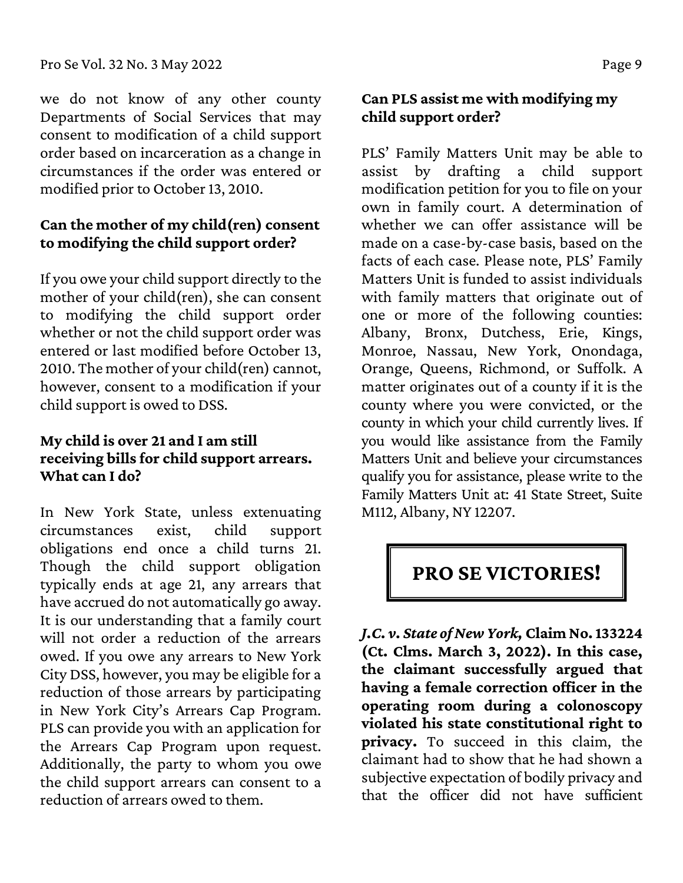we do not know of any other county Departments of Social Services that may consent to modification of a child support order based on incarceration as a change in circumstances if the order was entered or modified prior to October 13, 2010.

### Can the mother of my child(ren) consent to modifying the child support order?

If you owe your child support directly to the mother of your child(ren), she can consent to modifying the child support order whether or not the child support order was entered or last modified before October 13, 2010. The mother of your child(ren) cannot, however, consent to a modification if your child support is owed to DSS.

### My child is over 21 and I am still receiving bills for child support arrears. What can I do?

In New York State, unless extenuating circumstances exist, child support obligations end once a child turns 21. Though the child support obligation typically ends at age 21, any arrears that have accrued do not automatically go away. It is our understanding that a family court will not order a reduction of the arrears owed. If you owe any arrears to New York City DSS, however, you may be eligible for a reduction of those arrears by participating in New York City's Arrears Cap Program. PLS can provide you with an application for the Arrears Cap Program upon request. Additionally, the party to whom you owe the child support arrears can consent to a reduction of arrears owed to them.

### Can PLS assist me with modifying my child support order?

PLS' Family Matters Unit may be able to assist by drafting a child support modification petition for you to file on your own in family court. A determination of whether we can offer assistance will be made on a case-by-case basis, based on the facts of each case. Please note, PLS' Family Matters Unit is funded to assist individuals with family matters that originate out of one or more of the following counties: Albany, Bronx, Dutchess, Erie, Kings, Monroe, Nassau, New York, Onondaga, Orange, Queens, Richmond, or Suffolk. A matter originates out of a county if it is the county where you were convicted, or the county in which your child currently lives. If you would like assistance from the Family Matters Unit and believe your circumstances qualify you for assistance, please write to the Family Matters Unit at: 41 State Street, Suite M112, Albany, NY 12207.

## PRO SE VICTORIES!

***J.C. v. State of New York,* Claim No. 133224 (Ct. Clms. March 3, 2022). In this case, the claimant successfully argued that having a female correction officer in the operating room during a colonoscopy violated his state constitutional right to privacy.** To succeed in this claim, the claimant had to show that he had shown a subjective expectation of bodily privacy and that the officer did not have sufficient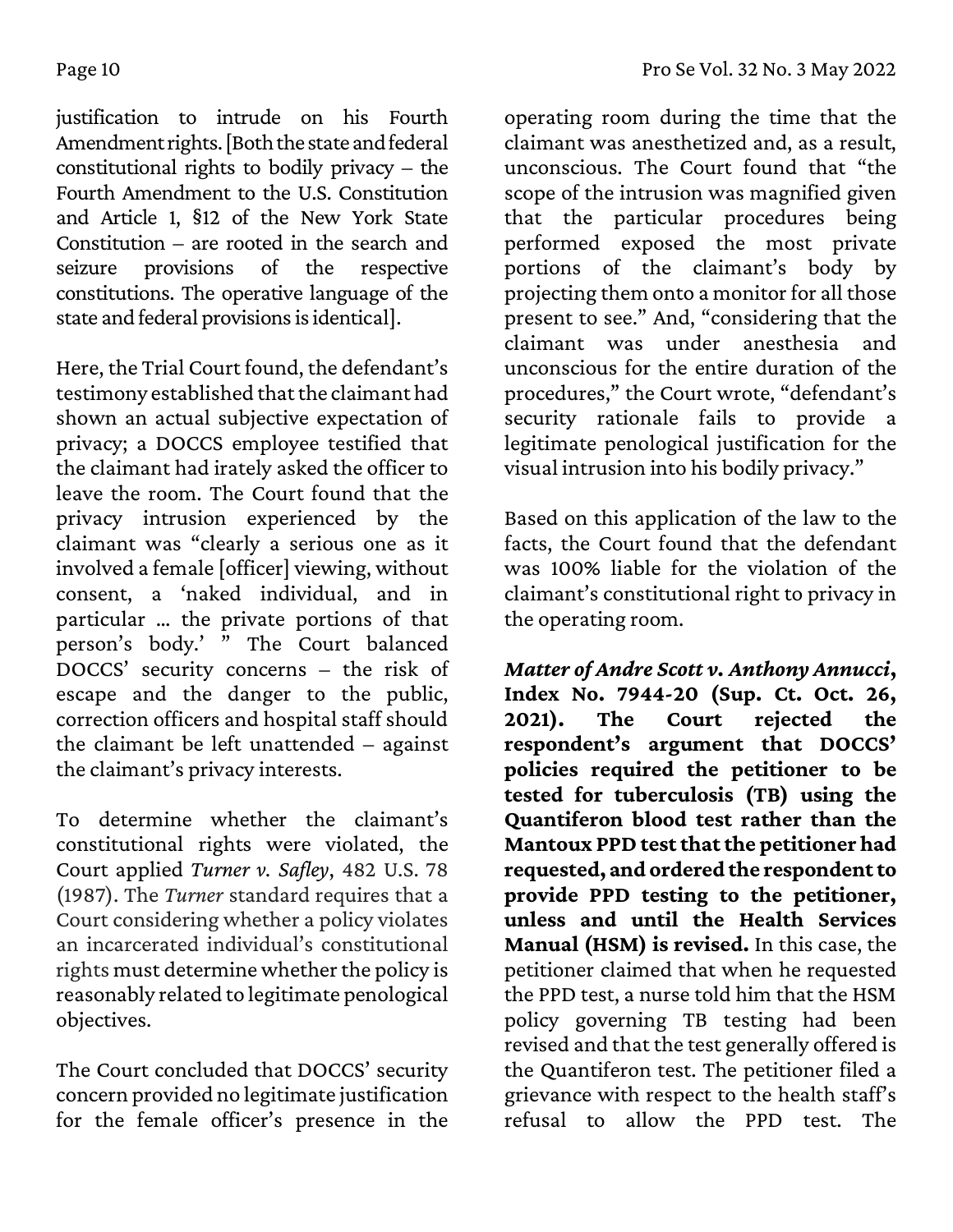justification to intrude on his Fourth Amendment rights. [Both the state and federal constitutional rights to bodily privacy – the Fourth Amendment to the U.S. Constitution and Article 1, §12 of the New York State Constitution – are rooted in the search and seizure provisions of the respective constitutions. The operative language of the state and federal provisions is identical].

Here, the Trial Court found, the defendant's testimony established that the claimant had shown an actual subjective expectation of privacy; a DOCCS employee testified that the claimant had irately asked the officer to leave the room. The Court found that the privacy intrusion experienced by the claimant was "clearly a serious one as it involved a female [officer] viewing, without consent, a 'naked individual, and in particular … the private portions of that person's body.' " The Court balanced DOCCS' security concerns – the risk of escape and the danger to the public, correction officers and hospital staff should the claimant be left unattended – against the claimant's privacy interests.

To determine whether the claimant's constitutional rights were violated, the Court applied *Turner v. Safley*, 482 U.S. 78 (1987). The *Turner* standard requires that a Court considering whether a policy violates an incarcerated individual's constitutional rights must determine whether the policy is reasonably related to legitimate penological objectives.

The Court concluded that DOCCS' security concern provided no legitimate justification for the female officer's presence in the operating room during the time that the claimant was anesthetized and, as a result, unconscious. The Court found that "the scope of the intrusion was magnified given that the particular procedures being performed exposed the most private portions of the claimant's body by projecting them onto a monitor for all those present to see." And, "considering that the claimant was under anesthesia and unconscious for the entire duration of the procedures," the Court wrote, "defendant's security rationale fails to provide a legitimate penological justification for the visual intrusion into his bodily privacy."

Based on this application of the law to the facts, the Court found that the defendant was 100% liable for the violation of the claimant's constitutional right to privacy in the operating room.

***Matter of Andre Scott v. Anthony Annucci*, Index No. 7944-20 (Sup. Ct. Oct. 26, 2021). The Court rejected the respondent's argument that DOCCS' policies required the petitioner to be tested for tuberculosis (TB) using the Quantiferon blood test rather than the Mantoux PPD test that the petitioner had requested, and ordered the respondent to provide PPD testing to the petitioner, unless and until the Health Services Manual (HSM) is revised.** In this case, the petitioner claimed that when he requested the PPD test, a nurse told him that the HSM policy governing TB testing had been revised and that the test generally offered is the Quantiferon test. The petitioner filed a grievance with respect to the health staff's refusal to allow the PPD test. The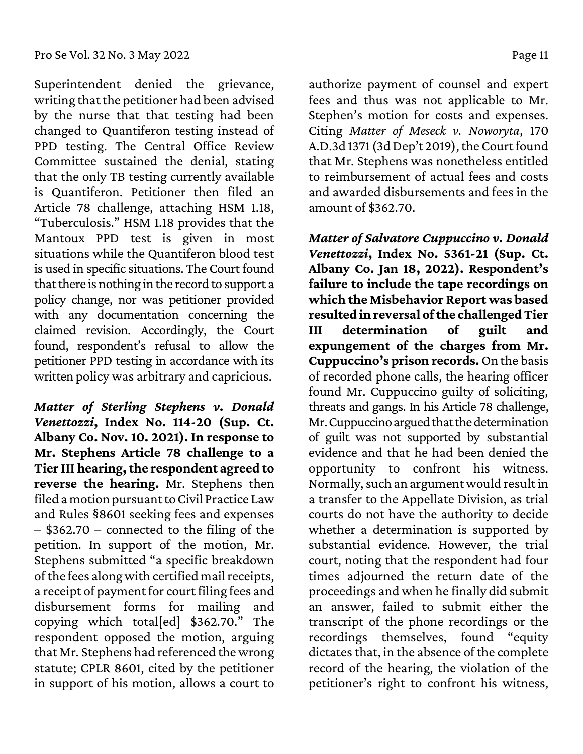Superintendent denied the grievance, writing that the petitioner had been advised by the nurse that that testing had been changed to Quantiferon testing instead of PPD testing. The Central Office Review Committee sustained the denial, stating that the only TB testing currently available is Quantiferon. Petitioner then filed an Article 78 challenge, attaching HSM 1.18, "Tuberculosis." HSM 1.18 provides that the Mantoux PPD test is given in most situations while the Quantiferon blood test is used in specific situations. The Court found that there is nothing in the record to support a policy change, nor was petitioner provided with any documentation concerning the claimed revision. Accordingly, the Court found, respondent's refusal to allow the petitioner PPD testing in accordance with its written policy was arbitrary and capricious.

***Matter of Sterling Stephens v. Donald Venettozzi*, Index No. 114-20 (Sup. Ct. Albany Co. Nov. 10. 2021). In response to Mr. Stephens Article 78 challenge to a Tier III hearing, the respondent agreed to reverse the hearing.** Mr. Stephens then filed a motion pursuant to Civil Practice Law and Rules §8601 seeking fees and expenses – $362.70 – connected to the filing of the petition. In support of the motion, Mr. Stephens submitted "a specific breakdown of the fees along with certified mail receipts, a receipt of payment for court filing fees and disbursement forms for mailing and copying which total[ed] $362.70." The respondent opposed the motion, arguing that Mr. Stephens had referenced the wrong statute; CPLR 8601, cited by the petitioner in support of his motion, allows a court to authorize payment of counsel and expert fees and thus was not applicable to Mr. Stephen's motion for costs and expenses. Citing *Matter of Meseck v. Noworyta*, 170 A.D.3d 1371 (3d Dep't 2019), the Court found that Mr. Stephens was nonetheless entitled to reimbursement of actual fees and costs and awarded disbursements and fees in the amount of $362.70.

***Matter of Salvatore Cuppuccino v. Donald Venettozzi*, Index No. 5361-21 (Sup. Ct. Albany Co. Jan 18, 2022). Respondent's failure to include the tape recordings on which the Misbehavior Report was based resulted in reversal of the challenged Tier III determination of guilt and expungement of the charges from Mr. Cuppuccino's prison records.** On the basis of recorded phone calls, the hearing officer found Mr. Cuppuccino guilty of soliciting, threats and gangs. In his Article 78 challenge, Mr. Cuppuccino argued that the determination of guilt was not supported by substantial evidence and that he had been denied the opportunity to confront his witness. Normally, such an argument would result in a transfer to the Appellate Division, as trial courts do not have the authority to decide whether a determination is supported by substantial evidence. However, the trial court, noting that the respondent had four times adjourned the return date of the proceedings and when he finally did submit an answer, failed to submit either the transcript of the phone recordings or the recordings themselves, found "equity dictates that, in the absence of the complete record of the hearing, the violation of the petitioner's right to confront his witness,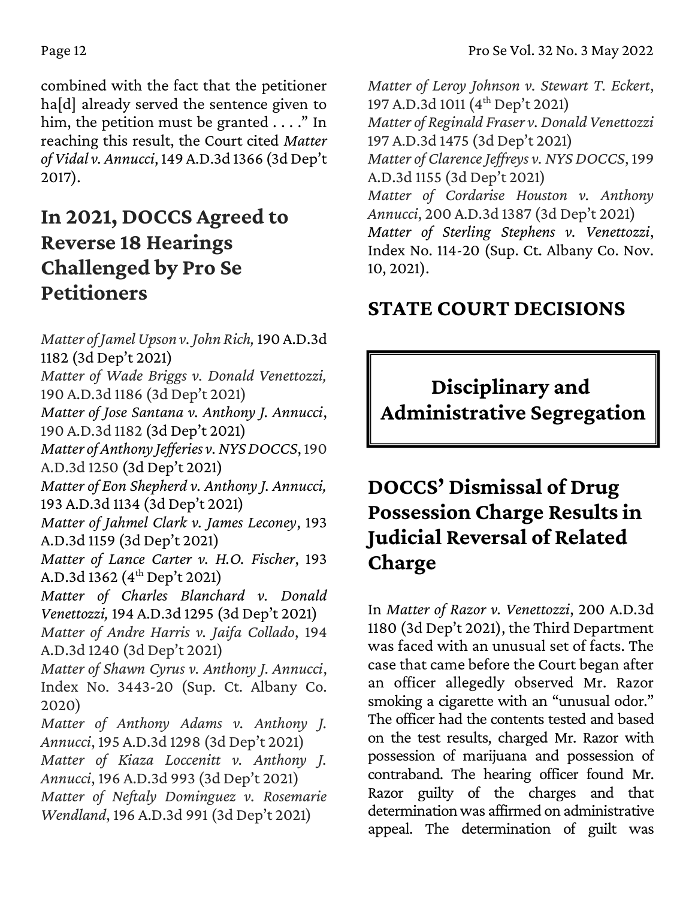combined with the fact that the petitioner ha[d] already served the sentence given to him, the petition must be granted . . . ." In reaching this result, the Court cited *Matter of Vidal v. Annucci*, 149 A.D.3d 1366 (3d Dep't 2017).

## In 2021, DOCCS Agreed to Reverse 18 Hearings Challenged by Pro Se Petitioners

*Matter of Jamel Upson v. John Rich,* 190 A.D.3d 1182 (3d Dep't 2021)
*Matter of Wade Briggs v. Donald Venettozzi,* 190 A.D.3d 1186 (3d Dep't 2021)
*Matter of Jose Santana v. Anthony J. Annucci*, 190 A.D.3d 1182 (3d Dep't 2021)
*Matter of Anthony Jefferies v. NYS DOCCS*, 190 A.D.3d 1250 (3d Dep't 2021)
*Matter of Eon Shepherd v. Anthony J. Annucci,* 193 A.D.3d 1134 (3d Dep't 2021)
*Matter of Jahmel Clark v. James Leconey*, 193 A.D.3d 1159 (3d Dep't 2021)
*Matter of Lance Carter v. H.O. Fischer*, 193 A.D.3d 1362 (4th Dep't 2021)
*Matter of Charles Blanchard v. Donald Venettozzi,* 194 A.D.3d 1295 (3d Dep't 2021)
*Matter of Andre Harris v. Jaifa Collado*, 194 A.D.3d 1240 (3d Dep't 2021)
*Matter of Shawn Cyrus v. Anthony J. Annucci*, Index No. 3443-20 (Sup. Ct. Albany Co. 2020)
*Matter of Anthony Adams v. Anthony J. Annucci*, 195 A.D.3d 1298 (3d Dep't 2021)
*Matter of Kiaza Loccenitt v. Anthony J. Annucci*, 196 A.D.3d 993 (3d Dep't 2021)
*Matter of Neftaly Dominguez v. Rosemarie Wendland*, 196 A.D.3d 991 (3d Dep't 2021)
*Matter of Leroy Johnson v. Stewart T. Eckert*, 197 A.D.3d 1011 (4th Dep't 2021)
*Matter of Reginald Fraser v. Donald Venettozzi* 197 A.D.3d 1475 (3d Dep't 2021)
*Matter of Clarence Jeffreys v. NYS DOCCS*, 199 A.D.3d 1155 (3d Dep't 2021)
*Matter of Cordarise Houston v. Anthony Annucci*, 200 A.D.3d 1387 (3d Dep't 2021)
*Matter of Sterling Stephens v. Venettozzi*, Index No. 114-20 (Sup. Ct. Albany Co. Nov. 10, 2021).

## STATE COURT DECISIONS

## Disciplinary and Administrative Segregation

## DOCCS' Dismissal of Drug Possession Charge Results in Judicial Reversal of Related Charge

In *Matter of Razor v. Venettozzi*, 200 A.D.3d 1180 (3d Dep't 2021), the Third Department was faced with an unusual set of facts. The case that came before the Court began after an officer allegedly observed Mr. Razor smoking a cigarette with an "unusual odor." The officer had the contents tested and based on the test results, charged Mr. Razor with possession of marijuana and possession of contraband. The hearing officer found Mr. Razor guilty of the charges and that determination was affirmed on administrative appeal. The determination of guilt was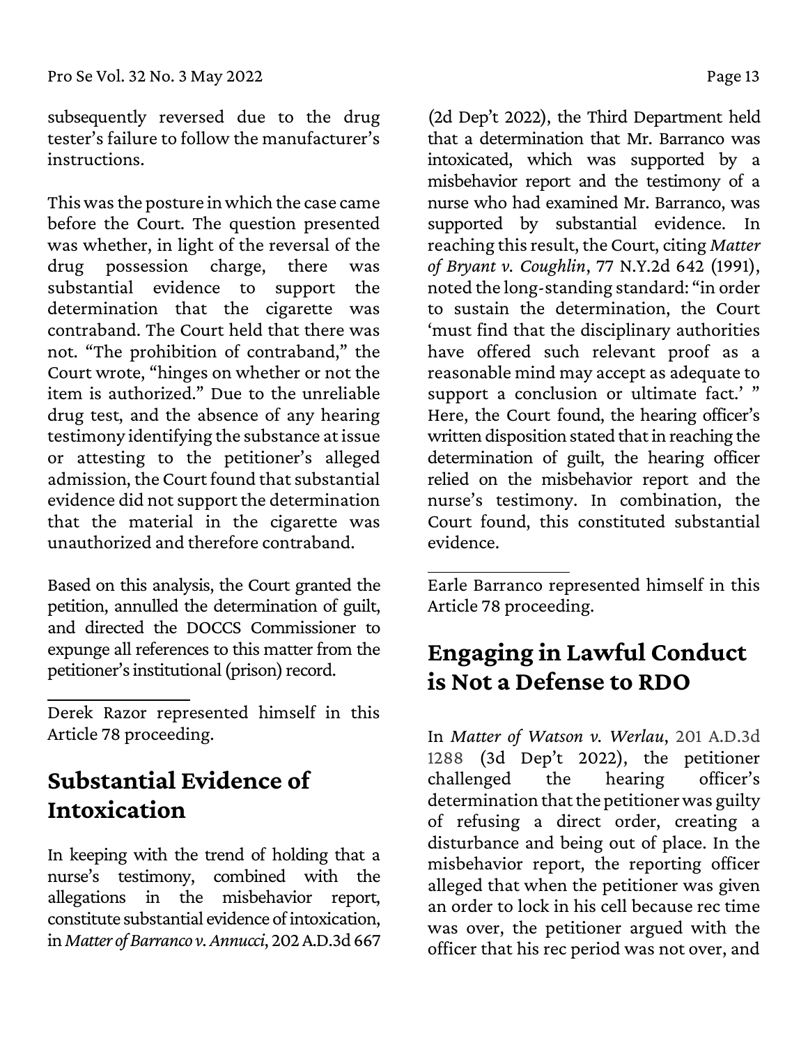subsequently reversed due to the drug tester's failure to follow the manufacturer's instructions.

This was the posture in which the case came before the Court. The question presented was whether, in light of the reversal of the drug possession charge, there was substantial evidence to support the determination that the cigarette was contraband. The Court held that there was not. "The prohibition of contraband," the Court wrote, "hinges on whether or not the item is authorized." Due to the unreliable drug test, and the absence of any hearing testimony identifying the substance at issue or attesting to the petitioner's alleged admission, the Court found that substantial evidence did not support the determination that the material in the cigarette was unauthorized and therefore contraband.

Based on this analysis, the Court granted the petition, annulled the determination of guilt, and directed the DOCCS Commissioner to expunge all references to this matter from the petitioner's institutional (prison) record.

---

Derek Razor represented himself in this Article 78 proceeding.

## Substantial Evidence of Intoxication

In keeping with the trend of holding that a nurse's testimony, combined with the allegations in the misbehavior report, constitute substantial evidence of intoxication, in *Matter of Barranco v. Annucci*, 202 A.D.3d 667 (2d Dep't 2022), the Third Department held that a determination that Mr. Barranco was intoxicated, which was supported by a misbehavior report and the testimony of a nurse who had examined Mr. Barranco, was supported by substantial evidence. In reaching this result, the Court, citing *Matter of Bryant v. Coughlin*, 77 N.Y.2d 642 (1991), noted the long-standing standard: "in order to sustain the determination, the Court 'must find that the disciplinary authorities have offered such relevant proof as a reasonable mind may accept as adequate to support a conclusion or ultimate fact.' " Here, the Court found, the hearing officer's written disposition stated that in reaching the determination of guilt, the hearing officer relied on the misbehavior report and the nurse's testimony. In combination, the Court found, this constituted substantial evidence.

---

Earle Barranco represented himself in this Article 78 proceeding.

## Engaging in Lawful Conduct is Not a Defense to RDO

In *Matter of Watson v. Werlau*, 201 A.D.3d 1288 (3d Dep't 2022), the petitioner challenged the hearing officer's determination that the petitioner was guilty of refusing a direct order, creating a disturbance and being out of place. In the misbehavior report, the reporting officer alleged that when the petitioner was given an order to lock in his cell because rec time was over, the petitioner argued with the officer that his rec period was not over, and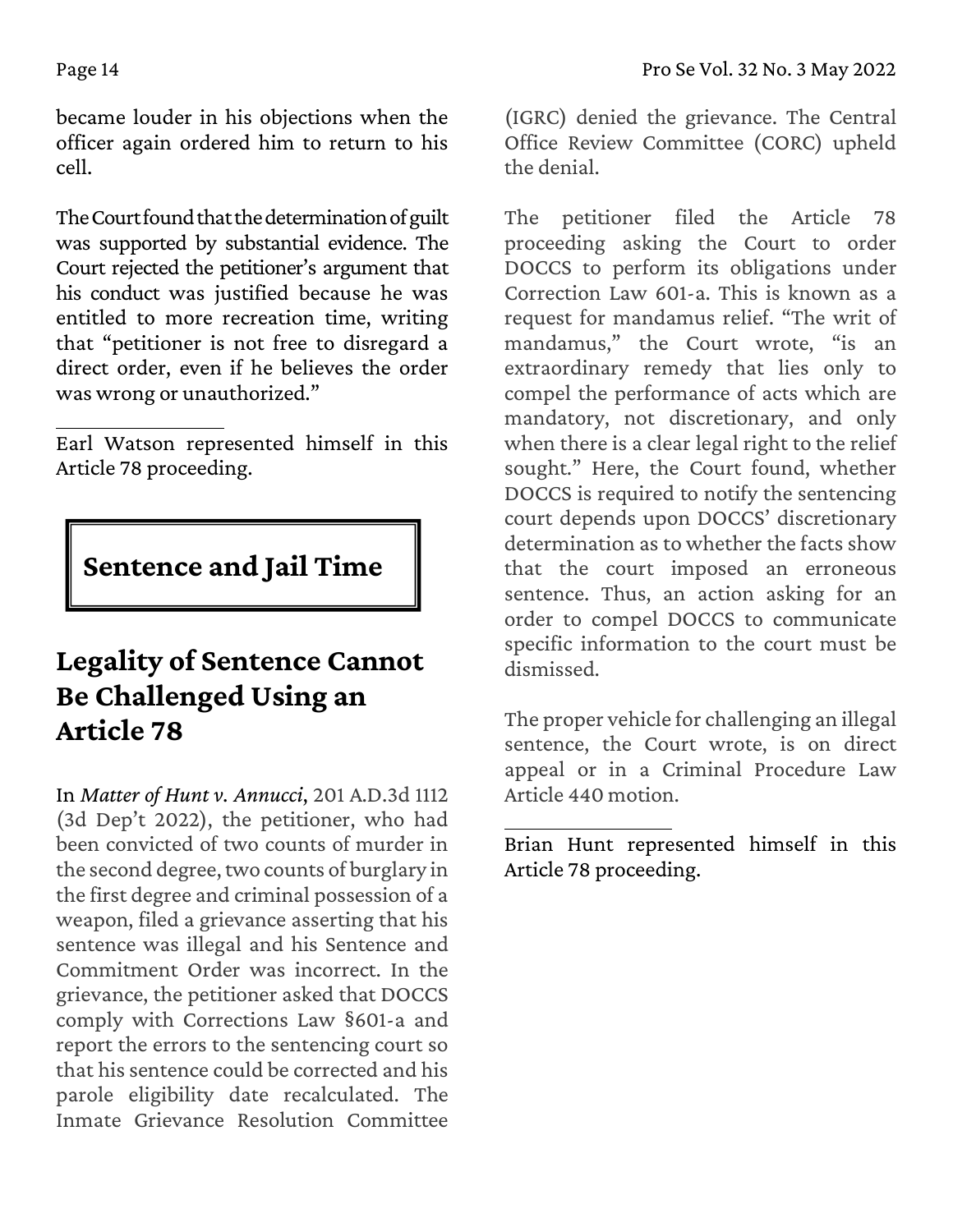became louder in his objections when the officer again ordered him to return to his cell.

The Court found that the determination of guilt was supported by substantial evidence. The Court rejected the petitioner's argument that his conduct was justified because he was entitled to more recreation time, writing that "petitioner is not free to disregard a direct order, even if he believes the order was wrong or unauthorized."

---

Earl Watson represented himself in this Article 78 proceeding.

## Sentence and Jail Time

### Legality of Sentence Cannot Be Challenged Using an Article 78

In *Matter of Hunt v. Annucci*, 201 A.D.3d 1112 (3d Dep't 2022), the petitioner, who had been convicted of two counts of murder in the second degree, two counts of burglary in the first degree and criminal possession of a weapon, filed a grievance asserting that his sentence was illegal and his Sentence and Commitment Order was incorrect. In the grievance, the petitioner asked that DOCCS comply with Corrections Law §601-a and report the errors to the sentencing court so that his sentence could be corrected and his parole eligibility date recalculated. The Inmate Grievance Resolution Committee (IGRC) denied the grievance. The Central Office Review Committee (CORC) upheld the denial.

The petitioner filed the Article 78 proceeding asking the Court to order DOCCS to perform its obligations under Correction Law 601-a. This is known as a request for mandamus relief. "The writ of mandamus," the Court wrote, "is an extraordinary remedy that lies only to compel the performance of acts which are mandatory, not discretionary, and only when there is a clear legal right to the relief sought." Here, the Court found, whether DOCCS is required to notify the sentencing court depends upon DOCCS' discretionary determination as to whether the facts show that the court imposed an erroneous sentence. Thus, an action asking for an order to compel DOCCS to communicate specific information to the court must be dismissed.

The proper vehicle for challenging an illegal sentence, the Court wrote, is on direct appeal or in a Criminal Procedure Law Article 440 motion.

---

Brian Hunt represented himself in this Article 78 proceeding.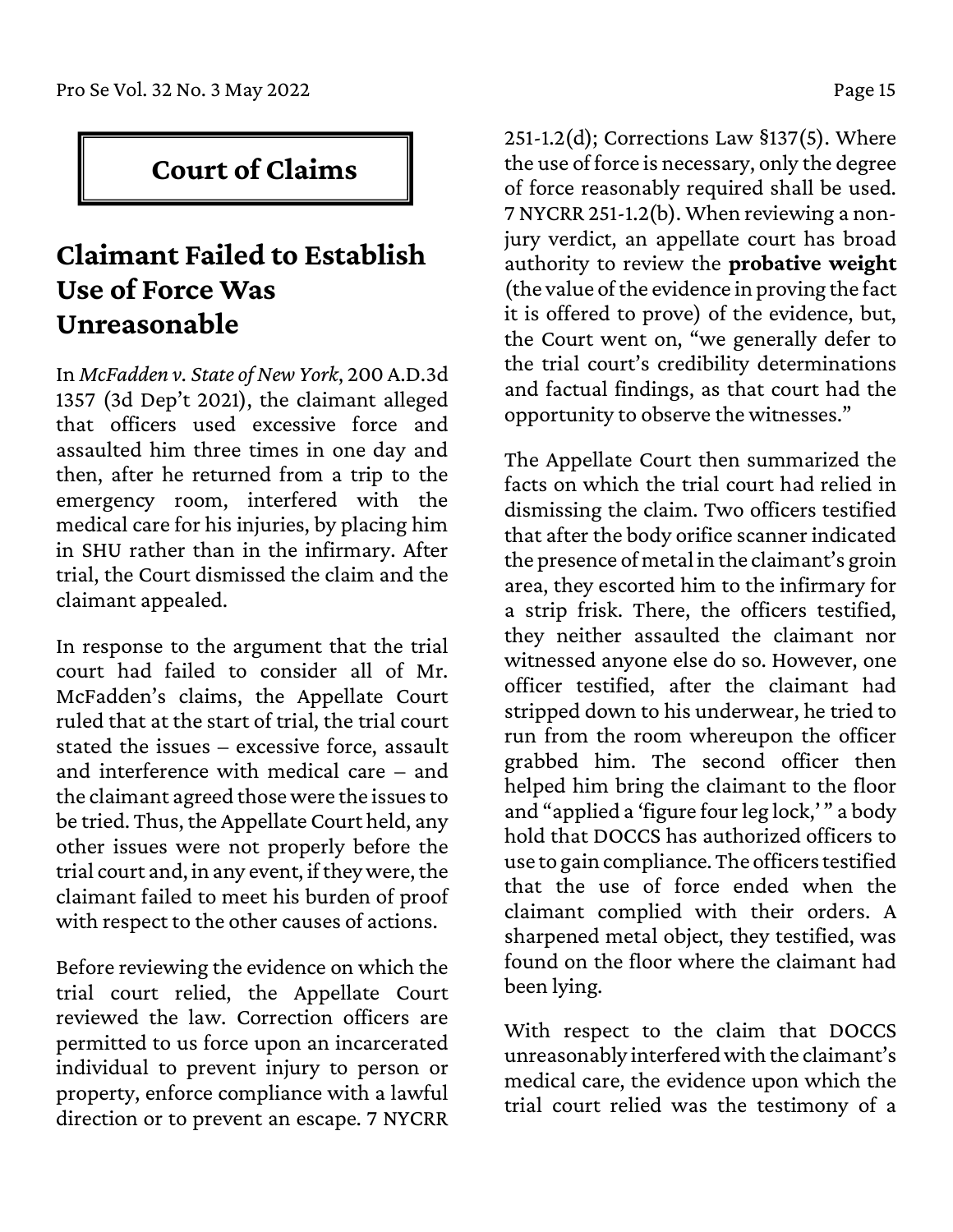## Court of Claims

# Claimant Failed to Establish Use of Force Was Unreasonable

In *McFadden v. State of New York*, 200 A.D.3d 1357 (3d Dep't 2021), the claimant alleged that officers used excessive force and assaulted him three times in one day and then, after he returned from a trip to the emergency room, interfered with the medical care for his injuries, by placing him in SHU rather than in the infirmary. After trial, the Court dismissed the claim and the claimant appealed.

In response to the argument that the trial court had failed to consider all of Mr. McFadden's claims, the Appellate Court ruled that at the start of trial, the trial court stated the issues – excessive force, assault and interference with medical care – and the claimant agreed those were the issues to be tried. Thus, the Appellate Court held, any other issues were not properly before the trial court and, in any event, if they were, the claimant failed to meet his burden of proof with respect to the other causes of actions.

Before reviewing the evidence on which the trial court relied, the Appellate Court reviewed the law. Correction officers are permitted to us force upon an incarcerated individual to prevent injury to person or property, enforce compliance with a lawful direction or to prevent an escape. 7 NYCRR 251-1.2(d); Corrections Law §137(5). Where the use of force is necessary, only the degree of force reasonably required shall be used. 7 NYCRR 251-1.2(b). When reviewing a non-jury verdict, an appellate court has broad authority to review the **probative weight** (the value of the evidence in proving the fact it is offered to prove) of the evidence, but, the Court went on, "we generally defer to the trial court's credibility determinations and factual findings, as that court had the opportunity to observe the witnesses."

The Appellate Court then summarized the facts on which the trial court had relied in dismissing the claim. Two officers testified that after the body orifice scanner indicated the presence of metal in the claimant's groin area, they escorted him to the infirmary for a strip frisk. There, the officers testified, they neither assaulted the claimant nor witnessed anyone else do so. However, one officer testified, after the claimant had stripped down to his underwear, he tried to run from the room whereupon the officer grabbed him. The second officer then helped him bring the claimant to the floor and "applied a 'figure four leg lock,' " a body hold that DOCCS has authorized officers to use to gain compliance. The officers testified that the use of force ended when the claimant complied with their orders. A sharpened metal object, they testified, was found on the floor where the claimant had been lying.

With respect to the claim that DOCCS unreasonably interfered with the claimant's medical care, the evidence upon which the trial court relied was the testimony of a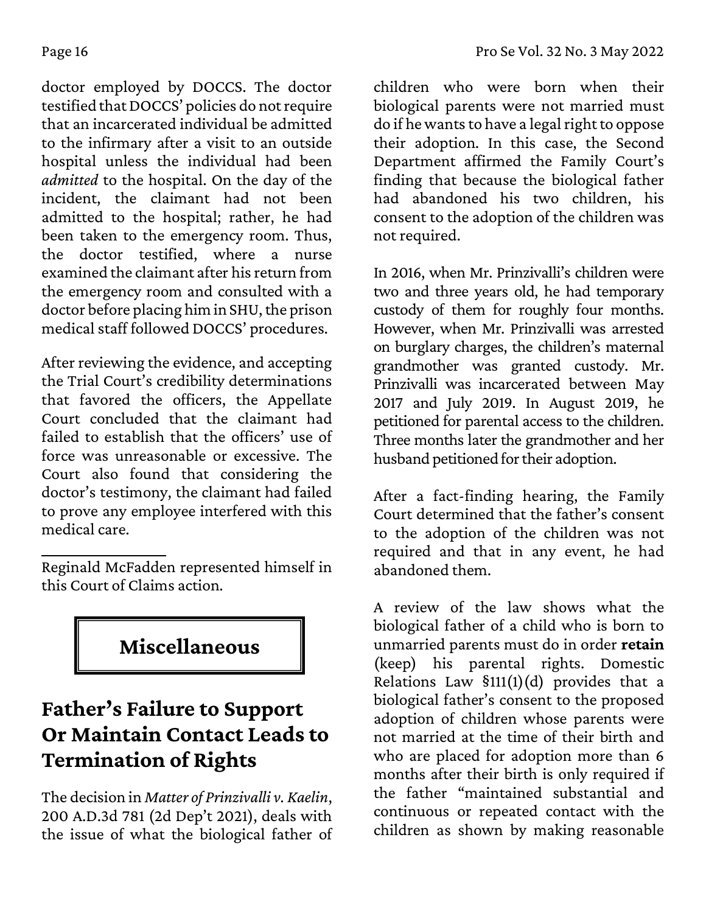doctor employed by DOCCS. The doctor testified that DOCCS' policies do not require that an incarcerated individual be admitted to the infirmary after a visit to an outside hospital unless the individual had been *admitted* to the hospital. On the day of the incident, the claimant had not been admitted to the hospital; rather, he had been taken to the emergency room. Thus, the doctor testified, where a nurse examined the claimant after his return from the emergency room and consulted with a doctor before placing him in SHU, the prison medical staff followed DOCCS' procedures.

After reviewing the evidence, and accepting the Trial Court's credibility determinations that favored the officers, the Appellate Court concluded that the claimant had failed to establish that the officers' use of force was unreasonable or excessive. The Court also found that considering the doctor's testimony, the claimant had failed to prove any employee interfered with this medical care.

---

Reginald McFadden represented himself in this Court of Claims action.

## Miscellaneous

## Father's Failure to Support Or Maintain Contact Leads to Termination of Rights

The decision in *Matter of Prinzivalli v. Kaelin*, 200 A.D.3d 781 (2d Dep't 2021), deals with the issue of what the biological father of children who were born when their biological parents were not married must do if he wants to have a legal right to oppose their adoption. In this case, the Second Department affirmed the Family Court's finding that because the biological father had abandoned his two children, his consent to the adoption of the children was not required.

In 2016, when Mr. Prinzivalli's children were two and three years old, he had temporary custody of them for roughly four months. However, when Mr. Prinzivalli was arrested on burglary charges, the children's maternal grandmother was granted custody. Mr. Prinzivalli was incarcerated between May 2017 and July 2019. In August 2019, he petitioned for parental access to the children. Three months later the grandmother and her husband petitioned for their adoption.

After a fact-finding hearing, the Family Court determined that the father's consent to the adoption of the children was not required and that in any event, he had abandoned them.

A review of the law shows what the biological father of a child who is born to unmarried parents must do in order **retain** (keep) his parental rights. Domestic Relations Law §111(1)(d) provides that a biological father's consent to the proposed adoption of children whose parents were not married at the time of their birth and who are placed for adoption more than 6 months after their birth is only required if the father "maintained substantial and continuous or repeated contact with the children as shown by making reasonable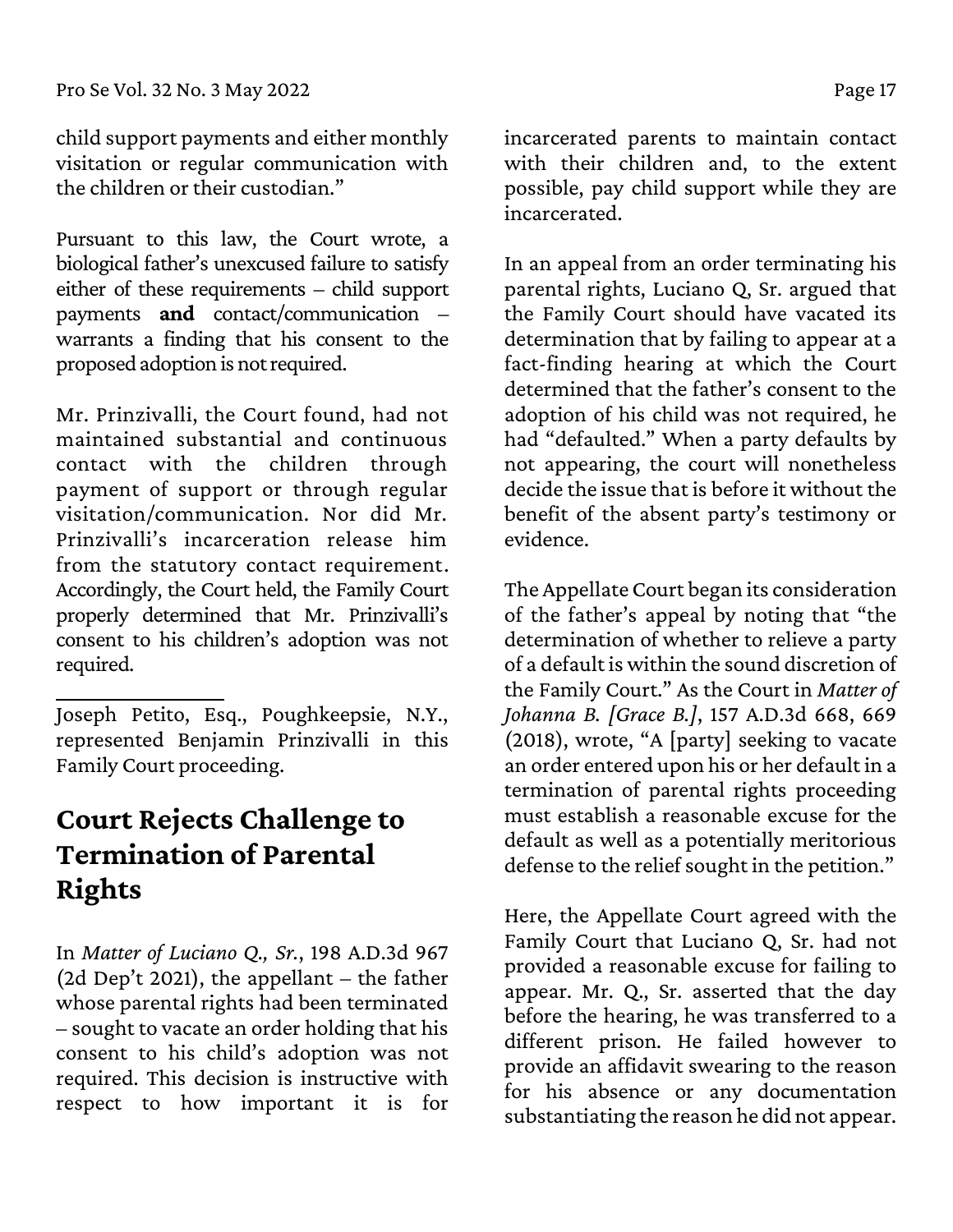child support payments and either monthly visitation or regular communication with the children or their custodian."

Pursuant to this law, the Court wrote, a biological father's unexcused failure to satisfy either of these requirements – child support payments **and** contact/communication – warrants a finding that his consent to the proposed adoption is not required.

Mr. Prinzivalli, the Court found, had not maintained substantial and continuous contact with the children through payment of support or through regular visitation/communication. Nor did Mr. Prinzivalli's incarceration release him from the statutory contact requirement. Accordingly, the Court held, the Family Court properly determined that Mr. Prinzivalli's consent to his children's adoption was not required.

---

Joseph Petito, Esq., Poughkeepsie, N.Y., represented Benjamin Prinzivalli in this Family Court proceeding.

## Court Rejects Challenge to Termination of Parental Rights

In *Matter of Luciano Q., Sr.*, 198 A.D.3d 967 (2d Dep't 2021), the appellant – the father whose parental rights had been terminated – sought to vacate an order holding that his consent to his child's adoption was not required. This decision is instructive with respect to how important it is for incarcerated parents to maintain contact with their children and, to the extent possible, pay child support while they are incarcerated.

In an appeal from an order terminating his parental rights, Luciano Q, Sr. argued that the Family Court should have vacated its determination that by failing to appear at a fact-finding hearing at which the Court determined that the father's consent to the adoption of his child was not required, he had "defaulted." When a party defaults by not appearing, the court will nonetheless decide the issue that is before it without the benefit of the absent party's testimony or evidence.

The Appellate Court began its consideration of the father's appeal by noting that "the determination of whether to relieve a party of a default is within the sound discretion of the Family Court." As the Court in *Matter of Johanna B. [Grace B.]*, 157 A.D.3d 668, 669 (2018), wrote, "A [party] seeking to vacate an order entered upon his or her default in a termination of parental rights proceeding must establish a reasonable excuse for the default as well as a potentially meritorious defense to the relief sought in the petition."

Here, the Appellate Court agreed with the Family Court that Luciano Q, Sr. had not provided a reasonable excuse for failing to appear. Mr. Q., Sr. asserted that the day before the hearing, he was transferred to a different prison. He failed however to provide an affidavit swearing to the reason for his absence or any documentation substantiating the reason he did not appear.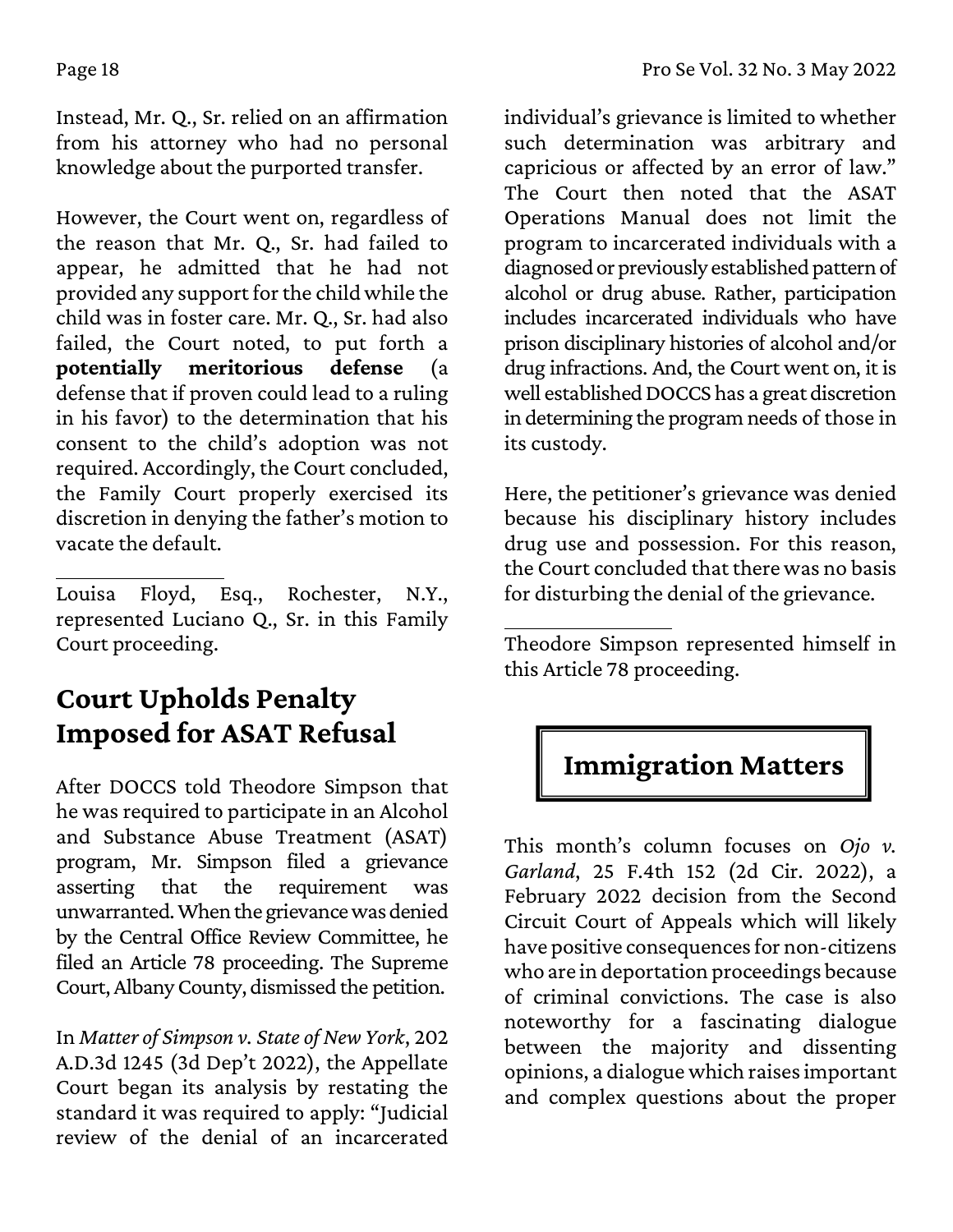Instead, Mr. Q., Sr. relied on an affirmation from his attorney who had no personal knowledge about the purported transfer.

However, the Court went on, regardless of the reason that Mr. Q., Sr. had failed to appear, he admitted that he had not provided any support for the child while the child was in foster care. Mr. Q., Sr. had also failed, the Court noted, to put forth a **potentially meritorious defense** (a defense that if proven could lead to a ruling in his favor) to the determination that his consent to the child's adoption was not required. Accordingly, the Court concluded, the Family Court properly exercised its discretion in denying the father's motion to vacate the default.

---

Louisa Floyd, Esq., Rochester, N.Y., represented Luciano Q., Sr. in this Family Court proceeding.

## Court Upholds Penalty Imposed for ASAT Refusal

After DOCCS told Theodore Simpson that he was required to participate in an Alcohol and Substance Abuse Treatment (ASAT) program, Mr. Simpson filed a grievance asserting that the requirement was unwarranted. When the grievance was denied by the Central Office Review Committee, he filed an Article 78 proceeding. The Supreme Court, Albany County, dismissed the petition.

In *Matter of Simpson v. State of New York*, 202 A.D.3d 1245 (3d Dep't 2022), the Appellate Court began its analysis by restating the standard it was required to apply: "Judicial review of the denial of an incarcerated individual's grievance is limited to whether such determination was arbitrary and capricious or affected by an error of law." The Court then noted that the ASAT Operations Manual does not limit the program to incarcerated individuals with a diagnosed or previously established pattern of alcohol or drug abuse. Rather, participation includes incarcerated individuals who have prison disciplinary histories of alcohol and/or drug infractions. And, the Court went on, it is well established DOCCS has a great discretion in determining the program needs of those in its custody.

Here, the petitioner's grievance was denied because his disciplinary history includes drug use and possession. For this reason, the Court concluded that there was no basis for disturbing the denial of the grievance.

---

Theodore Simpson represented himself in this Article 78 proceeding.

# Immigration Matters

This month's column focuses on *Ojo v. Garland*, 25 F.4th 152 (2d Cir. 2022), a February 2022 decision from the Second Circuit Court of Appeals which will likely have positive consequences for non-citizens who are in deportation proceedings because of criminal convictions. The case is also noteworthy for a fascinating dialogue between the majority and dissenting opinions, a dialogue which raises important and complex questions about the proper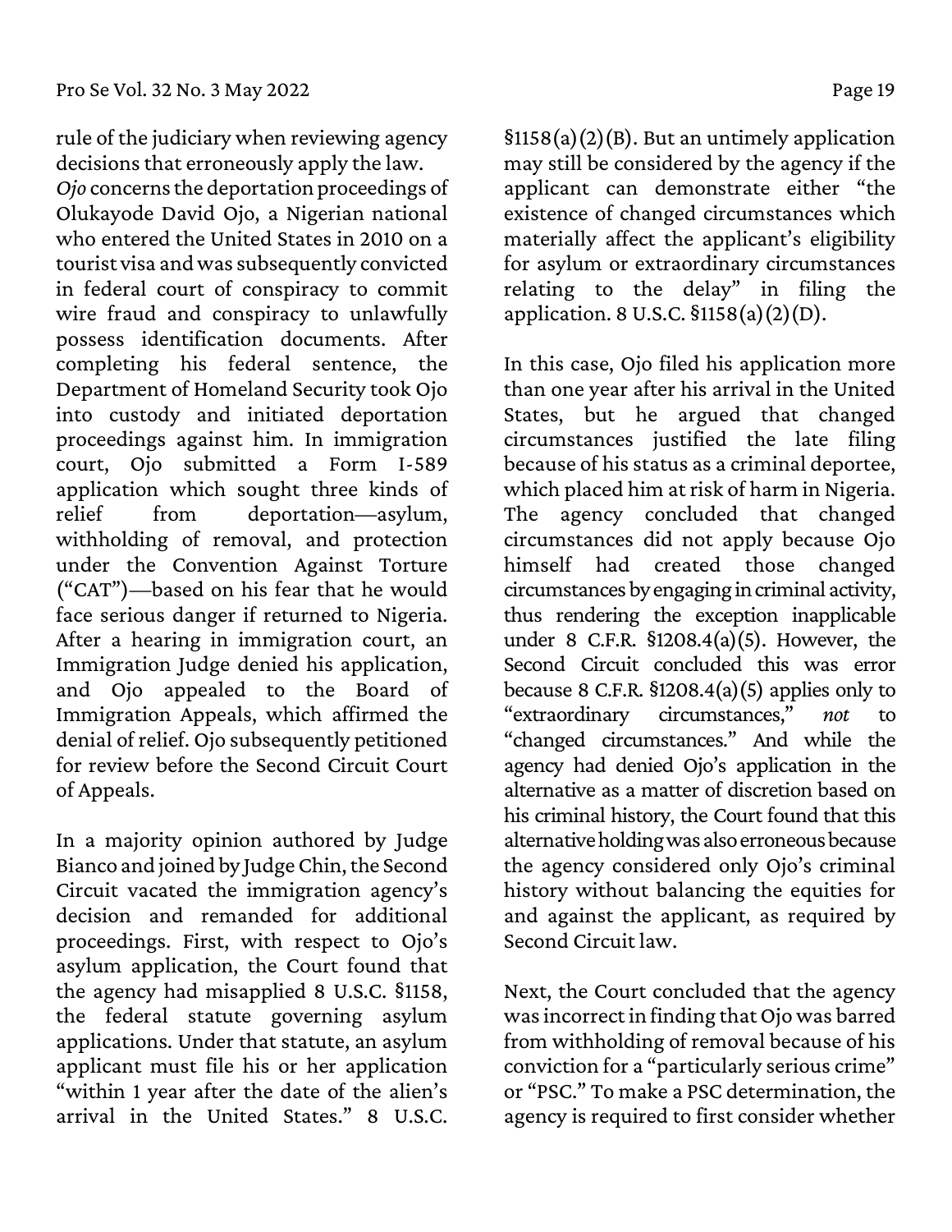rule of the judiciary when reviewing agency decisions that erroneously apply the law.

*Ojo* concerns the deportation proceedings of Olukayode David Ojo, a Nigerian national who entered the United States in 2010 on a tourist visa and was subsequently convicted in federal court of conspiracy to commit wire fraud and conspiracy to unlawfully possess identification documents. After completing his federal sentence, the Department of Homeland Security took Ojo into custody and initiated deportation proceedings against him. In immigration court, Ojo submitted a Form I-589 application which sought three kinds of relief from deportation—asylum, withholding of removal, and protection under the Convention Against Torture ("CAT")—based on his fear that he would face serious danger if returned to Nigeria. After a hearing in immigration court, an Immigration Judge denied his application, and Ojo appealed to the Board of Immigration Appeals, which affirmed the denial of relief. Ojo subsequently petitioned for review before the Second Circuit Court of Appeals.

In a majority opinion authored by Judge Bianco and joined by Judge Chin, the Second Circuit vacated the immigration agency's decision and remanded for additional proceedings. First, with respect to Ojo's asylum application, the Court found that the agency had misapplied 8 U.S.C. §1158, the federal statute governing asylum applications. Under that statute, an asylum applicant must file his or her application "within 1 year after the date of the alien's arrival in the United States." 8 U.S.C. §1158(a)(2)(B). But an untimely application may still be considered by the agency if the applicant can demonstrate either "the existence of changed circumstances which materially affect the applicant's eligibility for asylum or extraordinary circumstances relating to the delay" in filing the application. 8 U.S.C. §1158(a)(2)(D).

In this case, Ojo filed his application more than one year after his arrival in the United States, but he argued that changed circumstances justified the late filing because of his status as a criminal deportee, which placed him at risk of harm in Nigeria. The agency concluded that changed circumstances did not apply because Ojo himself had created those changed circumstances by engaging in criminal activity, thus rendering the exception inapplicable under 8 C.F.R. §1208.4(a)(5). However, the Second Circuit concluded this was error because 8 C.F.R. §1208.4(a)(5) applies only to "extraordinary circumstances," *not* to "changed circumstances." And while the agency had denied Ojo's application in the alternative as a matter of discretion based on his criminal history, the Court found that this alternative holding was also erroneous because the agency considered only Ojo's criminal history without balancing the equities for and against the applicant, as required by Second Circuit law.

Next, the Court concluded that the agency was incorrect in finding that Ojo was barred from withholding of removal because of his conviction for a "particularly serious crime" or "PSC." To make a PSC determination, the agency is required to first consider whether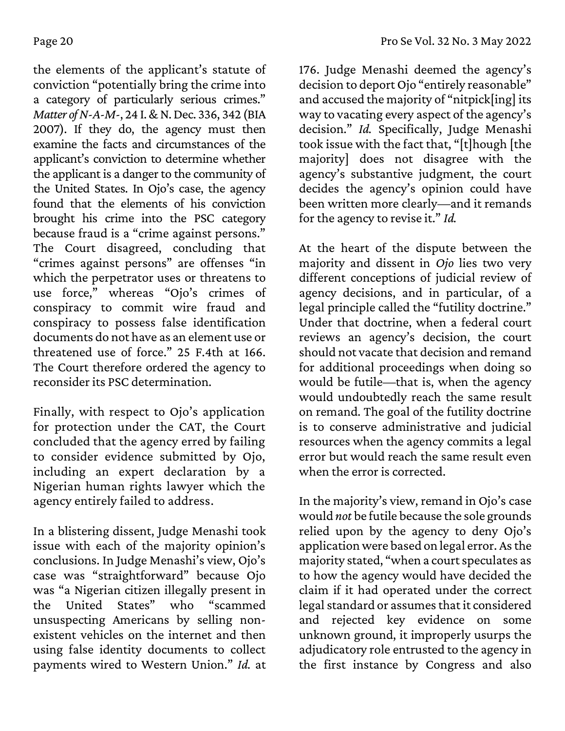the elements of the applicant's statute of conviction "potentially bring the crime into a category of particularly serious crimes." *Matter of N-A-M-*, 24 I. & N. Dec. 336, 342 (BIA 2007). If they do, the agency must then examine the facts and circumstances of the applicant's conviction to determine whether the applicant is a danger to the community of the United States. In Ojo's case, the agency found that the elements of his conviction brought his crime into the PSC category because fraud is a "crime against persons." The Court disagreed, concluding that "crimes against persons" are offenses "in which the perpetrator uses or threatens to use force," whereas "Ojo's crimes of conspiracy to commit wire fraud and conspiracy to possess false identification documents do not have as an element use or threatened use of force." 25 F.4th at 166. The Court therefore ordered the agency to reconsider its PSC determination.

Finally, with respect to Ojo's application for protection under the CAT, the Court concluded that the agency erred by failing to consider evidence submitted by Ojo, including an expert declaration by a Nigerian human rights lawyer which the agency entirely failed to address.

In a blistering dissent, Judge Menashi took issue with each of the majority opinion's conclusions. In Judge Menashi's view, Ojo's case was "straightforward" because Ojo was "a Nigerian citizen illegally present in the United States" who "scammed unsuspecting Americans by selling non-existent vehicles on the internet and then using false identity documents to collect payments wired to Western Union." *Id.* at 176. Judge Menashi deemed the agency's decision to deport Ojo "entirely reasonable" and accused the majority of "nitpick[ing] its way to vacating every aspect of the agency's decision." *Id.* Specifically, Judge Menashi took issue with the fact that, "[t]hough [the majority] does not disagree with the agency's substantive judgment, the court decides the agency's opinion could have been written more clearly—and it remands for the agency to revise it." *Id.*

At the heart of the dispute between the majority and dissent in *Ojo* lies two very different conceptions of judicial review of agency decisions, and in particular, of a legal principle called the "futility doctrine." Under that doctrine, when a federal court reviews an agency's decision, the court should not vacate that decision and remand for additional proceedings when doing so would be futile—that is, when the agency would undoubtedly reach the same result on remand. The goal of the futility doctrine is to conserve administrative and judicial resources when the agency commits a legal error but would reach the same result even when the error is corrected.

In the majority's view, remand in Ojo's case would *not* be futile because the sole grounds relied upon by the agency to deny Ojo's application were based on legal error. As the majority stated, "when a court speculates as to how the agency would have decided the claim if it had operated under the correct legal standard or assumes that it considered and rejected key evidence on some unknown ground, it improperly usurps the adjudicatory role entrusted to the agency in the first instance by Congress and also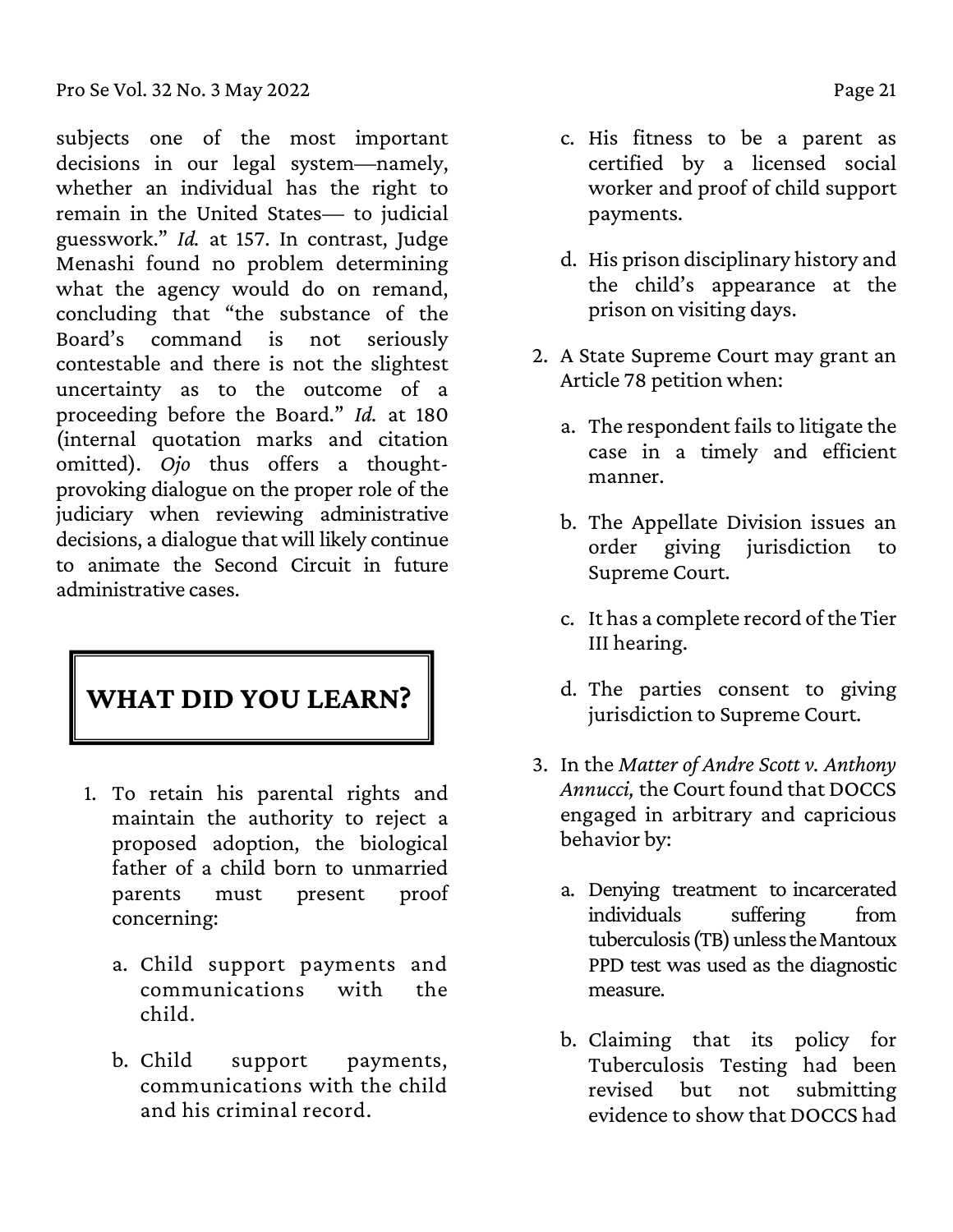subjects one of the most important decisions in our legal system—namely, whether an individual has the right to remain in the United States— to judicial guesswork." *Id.* at 157. In contrast, Judge Menashi found no problem determining what the agency would do on remand, concluding that "the substance of the Board's command is not seriously contestable and there is not the slightest uncertainty as to the outcome of a proceeding before the Board." *Id.* at 180 (internal quotation marks and citation omitted). *Ojo* thus offers a thought-provoking dialogue on the proper role of the judiciary when reviewing administrative decisions, a dialogue that will likely continue to animate the Second Circuit in future administrative cases.

## WHAT DID YOU LEARN?

1. To retain his parental rights and maintain the authority to reject a proposed adoption, the biological father of a child born to unmarried parents must present proof concerning:

    a. Child support payments and communications with the child.

    b. Child support payments, communications with the child and his criminal record.

    c. His fitness to be a parent as certified by a licensed social worker and proof of child support payments.

    d. His prison disciplinary history and the child's appearance at the prison on visiting days.

2. A State Supreme Court may grant an Article 78 petition when:

    a. The respondent fails to litigate the case in a timely and efficient manner.

    b. The Appellate Division issues an order giving jurisdiction to Supreme Court.

    c. It has a complete record of the Tier III hearing.

    d. The parties consent to giving jurisdiction to Supreme Court.

3. In the *Matter of Andre Scott v. Anthony Annucci,* the Court found that DOCCS engaged in arbitrary and capricious behavior by:

    a. Denying treatment to incarcerated individuals suffering from tuberculosis (TB) unless the Mantoux PPD test was used as the diagnostic measure.

    b. Claiming that its policy for Tuberculosis Testing had been revised but not submitting evidence to show that DOCCS had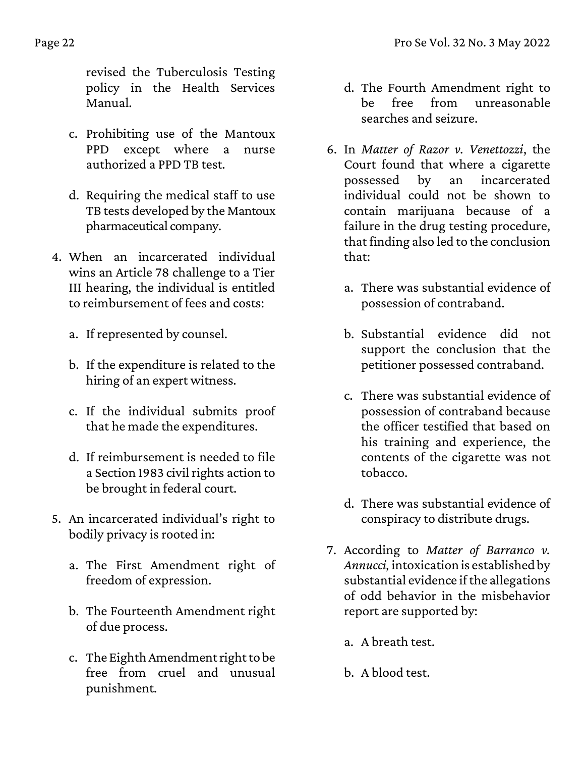revised the Tuberculosis Testing policy in the Health Services Manual.

c. Prohibiting use of the Mantoux PPD except where a nurse authorized a PPD TB test.

d. Requiring the medical staff to use TB tests developed by the Mantoux pharmaceutical company.

4. When an incarcerated individual wins an Article 78 challenge to a Tier III hearing, the individual is entitled to reimbursement of fees and costs:

   a. If represented by counsel.

   b. If the expenditure is related to the hiring of an expert witness.

   c. If the individual submits proof that he made the expenditures.

   d. If reimbursement is needed to file a Section 1983 civil rights action to be brought in federal court.

5. An incarcerated individual's right to bodily privacy is rooted in:

   a. The First Amendment right of freedom of expression.

   b. The Fourteenth Amendment right of due process.

   c. The Eighth Amendment right to be free from cruel and unusual punishment.

   d. The Fourth Amendment right to be free from unreasonable searches and seizure.

6. In *Matter of Razor v. Venettozzi*, the Court found that where a cigarette possessed by an incarcerated individual could not be shown to contain marijuana because of a failure in the drug testing procedure, that finding also led to the conclusion that:

   a. There was substantial evidence of possession of contraband.

   b. Substantial evidence did not support the conclusion that the petitioner possessed contraband.

   c. There was substantial evidence of possession of contraband because the officer testified that based on his training and experience, the contents of the cigarette was not tobacco.

   d. There was substantial evidence of conspiracy to distribute drugs.

7. According to *Matter of Barranco v. Annucci,* intoxication is established by substantial evidence if the allegations of odd behavior in the misbehavior report are supported by:

   a. A breath test.

   b. A blood test.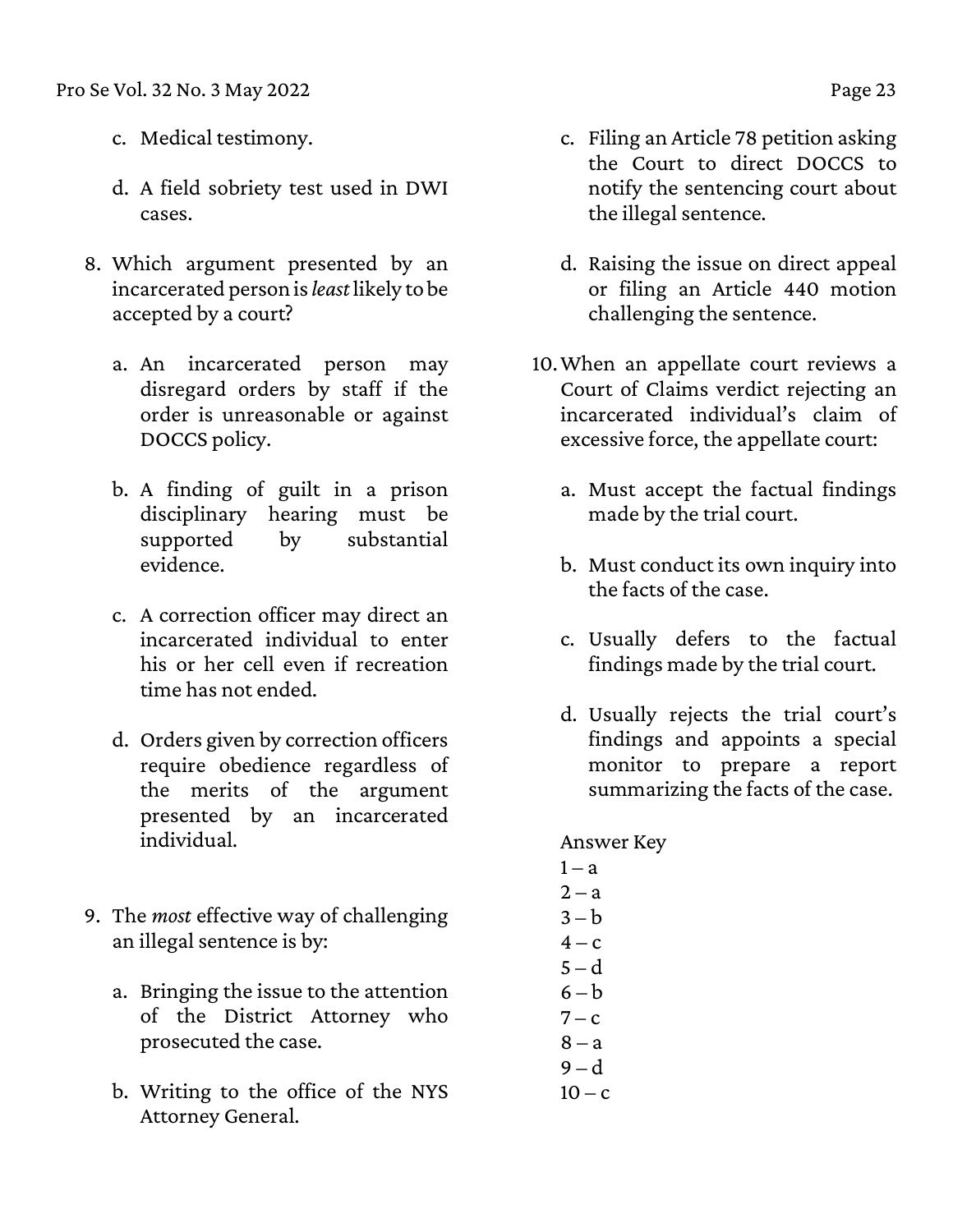c. Medical testimony.

d. A field sobriety test used in DWI cases.

8. Which argument presented by an incarcerated person is *least* likely to be accepted by a court?

   a. An incarcerated person may disregard orders by staff if the order is unreasonable or against DOCCS policy.

   b. A finding of guilt in a prison disciplinary hearing must be supported by substantial evidence.

   c. A correction officer may direct an incarcerated individual to enter his or her cell even if recreation time has not ended.

   d. Orders given by correction officers require obedience regardless of the merits of the argument presented by an incarcerated individual.

9. The *most* effective way of challenging an illegal sentence is by:

   a. Bringing the issue to the attention of the District Attorney who prosecuted the case.

   b. Writing to the office of the NYS Attorney General.

   c. Filing an Article 78 petition asking the Court to direct DOCCS to notify the sentencing court about the illegal sentence.

   d. Raising the issue on direct appeal or filing an Article 440 motion challenging the sentence.

10. When an appellate court reviews a Court of Claims verdict rejecting an incarcerated individual's claim of excessive force, the appellate court:

    a. Must accept the factual findings made by the trial court.

    b. Must conduct its own inquiry into the facts of the case.

    c. Usually defers to the factual findings made by the trial court.

    d. Usually rejects the trial court's findings and appoints a special monitor to prepare a report summarizing the facts of the case.

Answer Key

1 – a
2 – a
3 – b
4 – c
5 – d
6 – b
7 – c
8 – a
9 – d
10 – c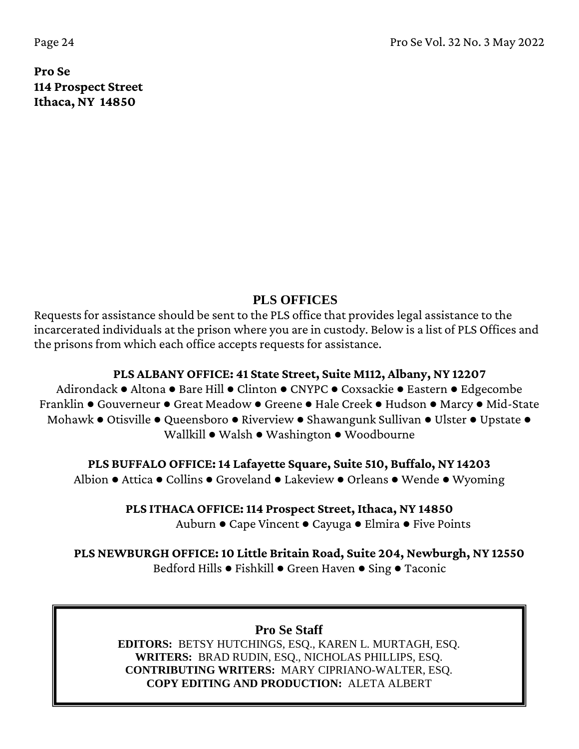**Pro Se**
**114 Prospect Street**
**Ithaca, NY 14850**

## PLS OFFICES

Requests for assistance should be sent to the PLS office that provides legal assistance to the incarcerated individuals at the prison where you are in custody. Below is a list of PLS Offices and the prisons from which each office accepts requests for assistance.

**PLS ALBANY OFFICE: 41 State Street, Suite M112, Albany, NY 12207**
Adirondack ● Altona ● Bare Hill ● Clinton ● CNYPC ● Coxsackie ● Eastern ● Edgecombe Franklin ● Gouverneur ● Great Meadow ● Greene ● Hale Creek ● Hudson ● Marcy ● Mid-State Mohawk ● Otisville ● Queensboro ● Riverview ● Shawangunk Sullivan ● Ulster ● Upstate ● Wallkill ● Walsh ● Washington ● Woodbourne

**PLS BUFFALO OFFICE: 14 Lafayette Square, Suite 510, Buffalo, NY 14203**
Albion ● Attica ● Collins ● Groveland ● Lakeview ● Orleans ● Wende ● Wyoming

**PLS ITHACA OFFICE: 114 Prospect Street, Ithaca, NY 14850**
Auburn ● Cape Vincent ● Cayuga ● Elmira ● Five Points

**PLS NEWBURGH OFFICE: 10 Little Britain Road, Suite 204, Newburgh, NY 12550**
Bedford Hills ● Fishkill ● Green Haven ● Sing ● Taconic

**Pro Se Staff**
**EDITORS:** BETSY HUTCHINGS, ESQ., KAREN L. MURTAGH, ESQ.
**WRITERS:** BRAD RUDIN, ESQ., NICHOLAS PHILLIPS, ESQ.
**CONTRIBUTING WRITERS:** MARY CIPRIANO-WALTER, ESQ.
**COPY EDITING AND PRODUCTION:** ALETA ALBERT